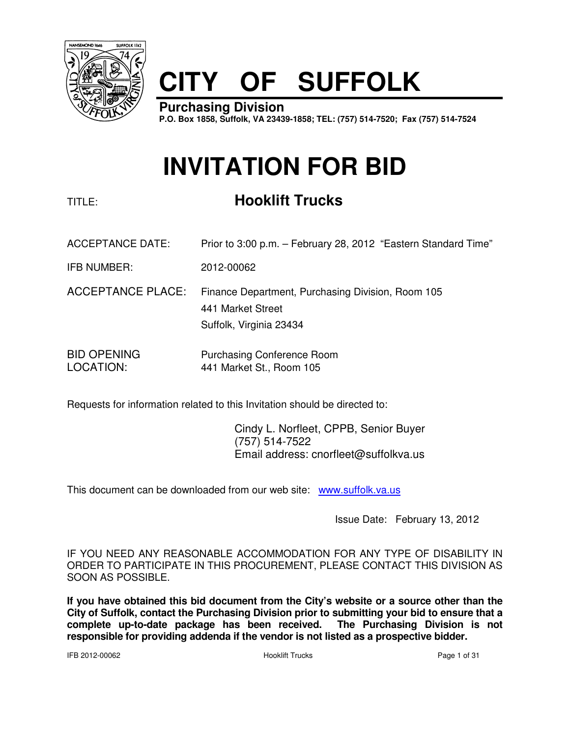# CITY OF SUFFOLK

**Purchasing Division**
**P.O. Box 1858, Suffolk, VA 23439-1858; TEL: (757) 514-7520; Fax (757) 514-7524**

# INVITATION FOR BID

TITLE: **Hooklift Trucks**

ACCEPTANCE DATE: Prior to 3:00 p.m. – February 28, 2012 "Eastern Standard Time"

IFB NUMBER: 2012-00062

ACCEPTANCE PLACE: Finance Department, Purchasing Division, Room 105
441 Market Street
Suffolk, Virginia 23434

BID OPENING LOCATION: Purchasing Conference Room
441 Market St., Room 105

Requests for information related to this Invitation should be directed to:

Cindy L. Norfleet, CPPB, Senior Buyer
(757) 514-7522
Email address: cnorfleet@suffolkva.us

This document can be downloaded from our web site: www.suffolk.va.us

Issue Date: February 13, 2012

IF YOU NEED ANY REASONABLE ACCOMMODATION FOR ANY TYPE OF DISABILITY IN ORDER TO PARTICIPATE IN THIS PROCUREMENT, PLEASE CONTACT THIS DIVISION AS SOON AS POSSIBLE.

**If you have obtained this bid document from the City's website or a source other than the City of Suffolk, contact the Purchasing Division prior to submitting your bid to ensure that a complete up-to-date package has been received. The Purchasing Division is not responsible for providing addenda if the vendor is not listed as a prospective bidder.**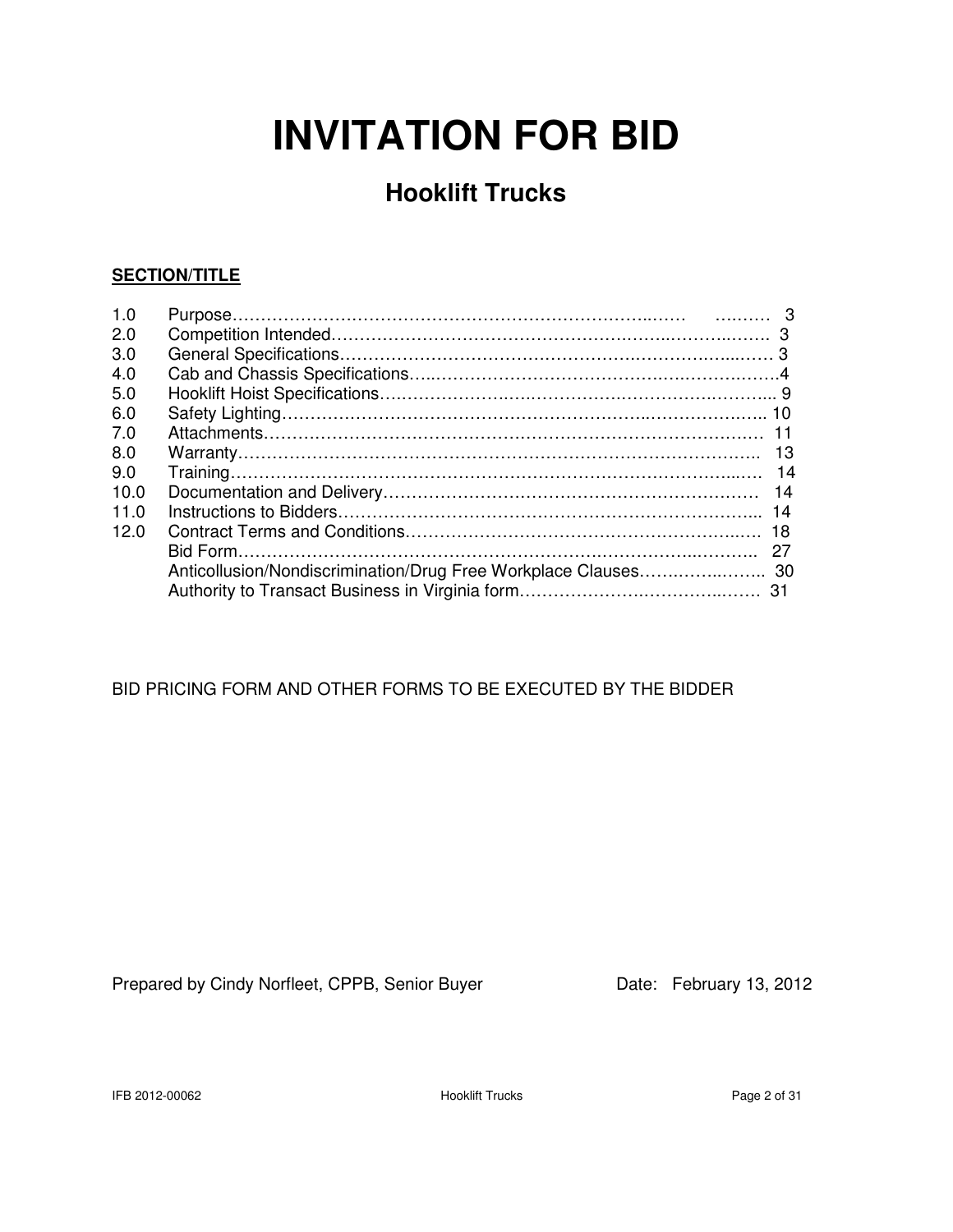# INVITATION FOR BID

## Hooklift Trucks

**SECTION/TITLE**

| | | |
|---|---|---|
| 1.0 | Purpose | 3 |
| 2.0 | Competition Intended | 3 |
| 3.0 | General Specifications | 3 |
| 4.0 | Cab and Chassis Specifications | 4 |
| 5.0 | Hooklift Hoist Specifications | 9 |
| 6.0 | Safety Lighting | 10 |
| 7.0 | Attachments | 11 |
| 8.0 | Warranty | 13 |
| 9.0 | Training | 14 |
| 10.0 | Documentation and Delivery | 14 |
| 11.0 | Instructions to Bidders | 14 |
| 12.0 | Contract Terms and Conditions | 18 |
| | Bid Form | 27 |
| | Anticollusion/Nondiscrimination/Drug Free Workplace Clauses | 30 |
| | Authority to Transact Business in Virginia form | 31 |

BID PRICING FORM AND OTHER FORMS TO BE EXECUTED BY THE BIDDER

Prepared by Cindy Norfleet, CPPB, Senior Buyer Date: February 13, 2012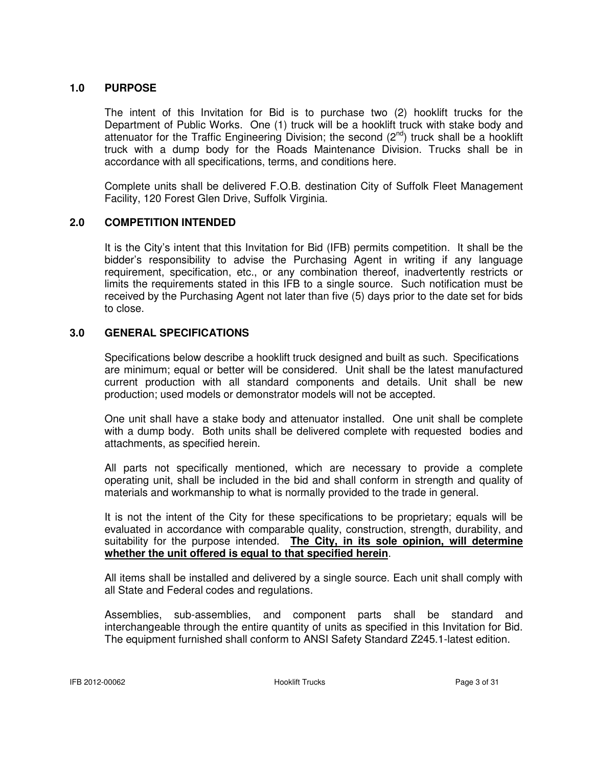## 1.0 PURPOSE

The intent of this Invitation for Bid is to purchase two (2) hooklift trucks for the Department of Public Works. One (1) truck will be a hooklift truck with stake body and attenuator for the Traffic Engineering Division; the second (2nd) truck shall be a hooklift truck with a dump body for the Roads Maintenance Division. Trucks shall be in accordance with all specifications, terms, and conditions here.

Complete units shall be delivered F.O.B. destination City of Suffolk Fleet Management Facility, 120 Forest Glen Drive, Suffolk Virginia.

## 2.0 COMPETITION INTENDED

It is the City's intent that this Invitation for Bid (IFB) permits competition. It shall be the bidder's responsibility to advise the Purchasing Agent in writing if any language requirement, specification, etc., or any combination thereof, inadvertently restricts or limits the requirements stated in this IFB to a single source. Such notification must be received by the Purchasing Agent not later than five (5) days prior to the date set for bids to close.

## 3.0 GENERAL SPECIFICATIONS

Specifications below describe a hooklift truck designed and built as such. Specifications are minimum; equal or better will be considered. Unit shall be the latest manufactured current production with all standard components and details. Unit shall be new production; used models or demonstrator models will not be accepted.

One unit shall have a stake body and attenuator installed. One unit shall be complete with a dump body. Both units shall be delivered complete with requested bodies and attachments, as specified herein.

All parts not specifically mentioned, which are necessary to provide a complete operating unit, shall be included in the bid and shall conform in strength and quality of materials and workmanship to what is normally provided to the trade in general.

It is not the intent of the City for these specifications to be proprietary; equals will be evaluated in accordance with comparable quality, construction, strength, durability, and suitability for the purpose intended. **The City, in its sole opinion, will determine whether the unit offered is equal to that specified herein**.

All items shall be installed and delivered by a single source. Each unit shall comply with all State and Federal codes and regulations.

Assemblies, sub-assemblies, and component parts shall be standard and interchangeable through the entire quantity of units as specified in this Invitation for Bid. The equipment furnished shall conform to ANSI Safety Standard Z245.1-latest edition.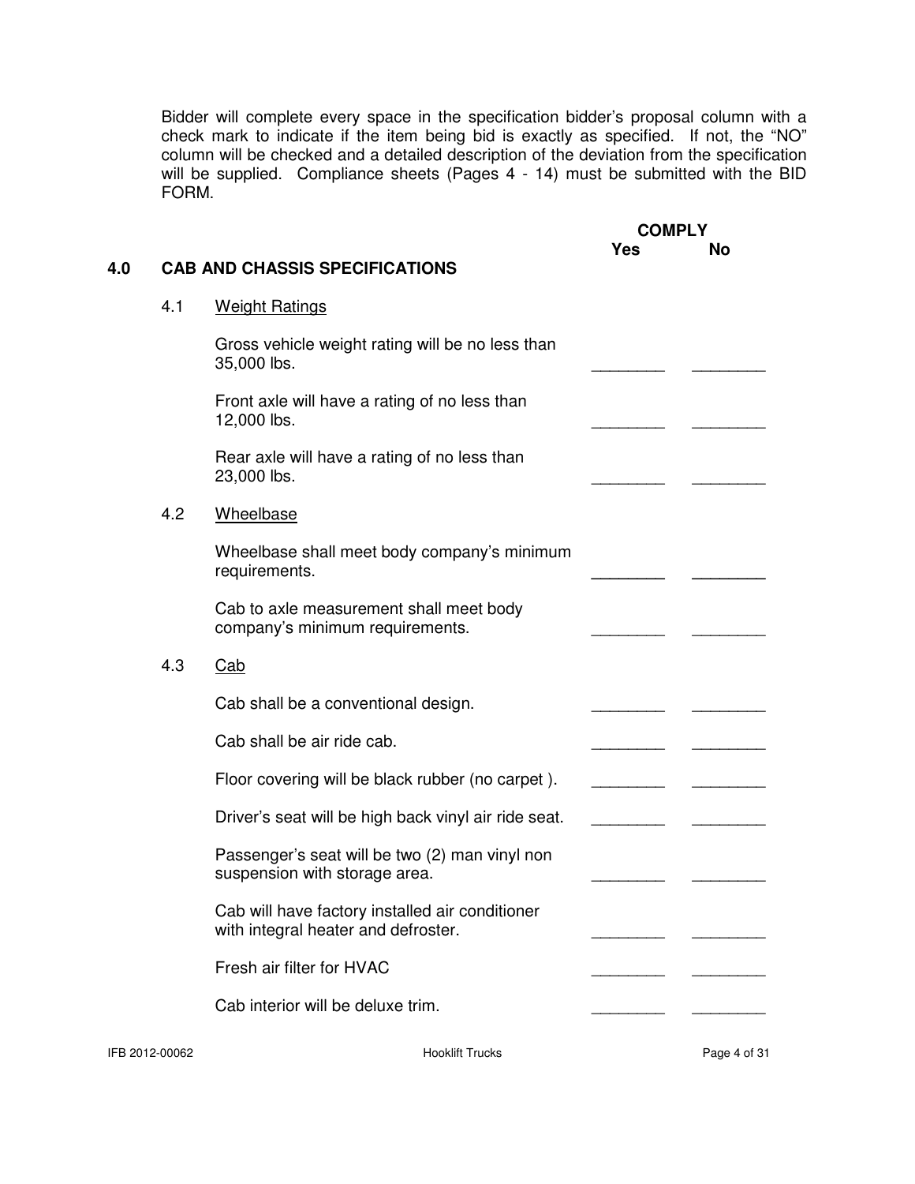Bidder will complete every space in the specification bidder's proposal column with a check mark to indicate if the item being bid is exactly as specified. If not, the "NO" column will be checked and a detailed description of the deviation from the specification will be supplied. Compliance sheets (Pages 4 - 14) must be submitted with the BID FORM.

## 4.0 CAB AND CHASSIS SPECIFICATIONS

| Specification | COMPLY Yes | COMPLY No |
|---|---|---|
| **4.1 Weight Ratings** | | |
| Gross vehicle weight rating will be no less than 35,000 lbs. | ________ | ________ |
| Front axle will have a rating of no less than 12,000 lbs. | ________ | ________ |
| Rear axle will have a rating of no less than 23,000 lbs. | ________ | ________ |
| **4.2 Wheelbase** | | |
| Wheelbase shall meet body company's minimum requirements. | ________ | ________ |
| Cab to axle measurement shall meet body company's minimum requirements. | ________ | ________ |
| **4.3 Cab** | | |
| Cab shall be a conventional design. | ________ | ________ |
| Cab shall be air ride cab. | ________ | ________ |
| Floor covering will be black rubber (no carpet ). | ________ | ________ |
| Driver's seat will be high back vinyl air ride seat. | ________ | ________ |
| Passenger's seat will be two (2) man vinyl non suspension with storage area. | ________ | ________ |
| Cab will have factory installed air conditioner with integral heater and defroster. | ________ | ________ |
| Fresh air filter for HVAC | ________ | ________ |
| Cab interior will be deluxe trim. | ________ | ________ |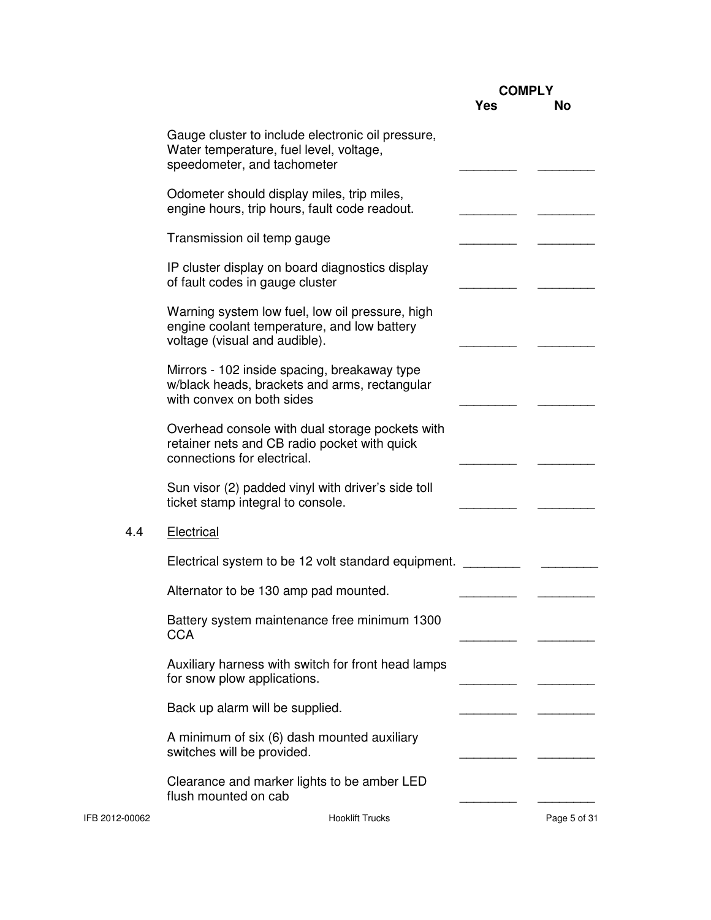| | COMPLY Yes | No |
|---|---|---|
| Gauge cluster to include electronic oil pressure, Water temperature, fuel level, voltage, speedometer, and tachometer | ________ | ________ |
| Odometer should display miles, trip miles, engine hours, trip hours, fault code readout. | ________ | ________ |
| Transmission oil temp gauge | ________ | ________ |
| IP cluster display on board diagnostics display of fault codes in gauge cluster | ________ | ________ |
| Warning system low fuel, low oil pressure, high engine coolant temperature, and low battery voltage (visual and audible). | ________ | ________ |
| Mirrors - 102 inside spacing, breakaway type w/black heads, brackets and arms, rectangular with convex on both sides | ________ | ________ |
| Overhead console with dual storage pockets with retainer nets and CB radio pocket with quick connections for electrical. | ________ | ________ |
| Sun visor (2) padded vinyl with driver's side toll ticket stamp integral to console. | ________ | ________ |

4.4 Electrical

| | COMPLY Yes | No |
|---|---|---|
| Electrical system to be 12 volt standard equipment. | ________ | ________ |
| Alternator to be 130 amp pad mounted. | ________ | ________ |
| Battery system maintenance free minimum 1300 CCA | ________ | ________ |
| Auxiliary harness with switch for front head lamps for snow plow applications. | ________ | ________ |
| Back up alarm will be supplied. | ________ | ________ |
| A minimum of six (6) dash mounted auxiliary switches will be provided. | ________ | ________ |
| Clearance and marker lights to be amber LED flush mounted on cab | ________ | ________ |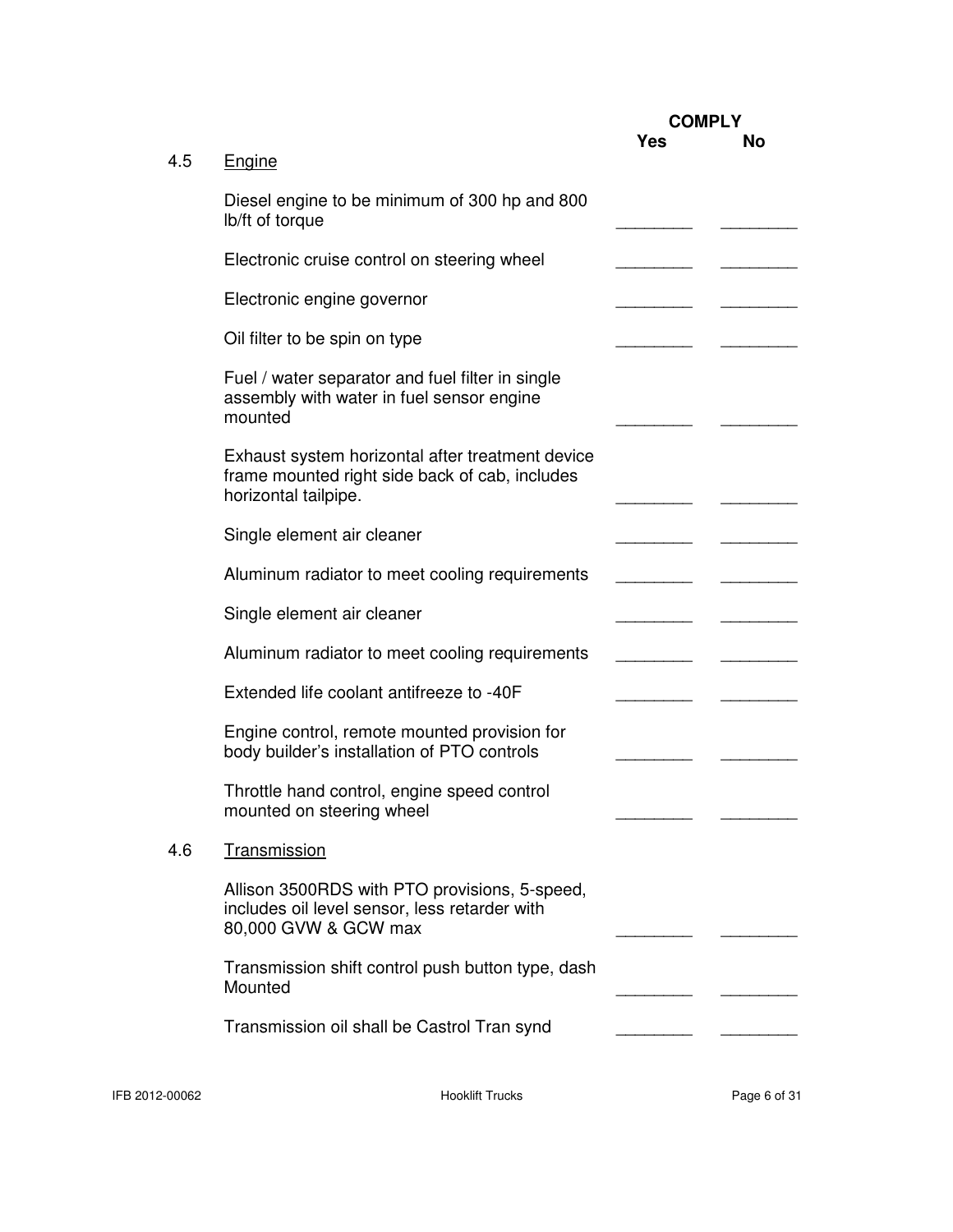| | | COMPLY | |
|---|---|---|---|
| | | Yes | No |
| 4.5 | Engine | | |
| | Diesel engine to be minimum of 300 hp and 800 lb/ft of torque | ________ | ________ |
| | Electronic cruise control on steering wheel | ________ | ________ |
| | Electronic engine governor | ________ | ________ |
| | Oil filter to be spin on type | ________ | ________ |
| | Fuel / water separator and fuel filter in single assembly with water in fuel sensor engine mounted | ________ | ________ |
| | Exhaust system horizontal after treatment device frame mounted right side back of cab, includes horizontal tailpipe. | ________ | ________ |
| | Single element air cleaner | ________ | ________ |
| | Aluminum radiator to meet cooling requirements | ________ | ________ |
| | Single element air cleaner | ________ | ________ |
| | Aluminum radiator to meet cooling requirements | ________ | ________ |
| | Extended life coolant antifreeze to -40F | ________ | ________ |
| | Engine control, remote mounted provision for body builder's installation of PTO controls | ________ | ________ |
| | Throttle hand control, engine speed control mounted on steering wheel | ________ | ________ |
| 4.6 | Transmission | | |
| | Allison 3500RDS with PTO provisions, 5-speed, includes oil level sensor, less retarder with 80,000 GVW & GCW max | ________ | ________ |
| | Transmission shift control push button type, dash Mounted | ________ | ________ |
| | Transmission oil shall be Castrol Tran synd | ________ | ________ |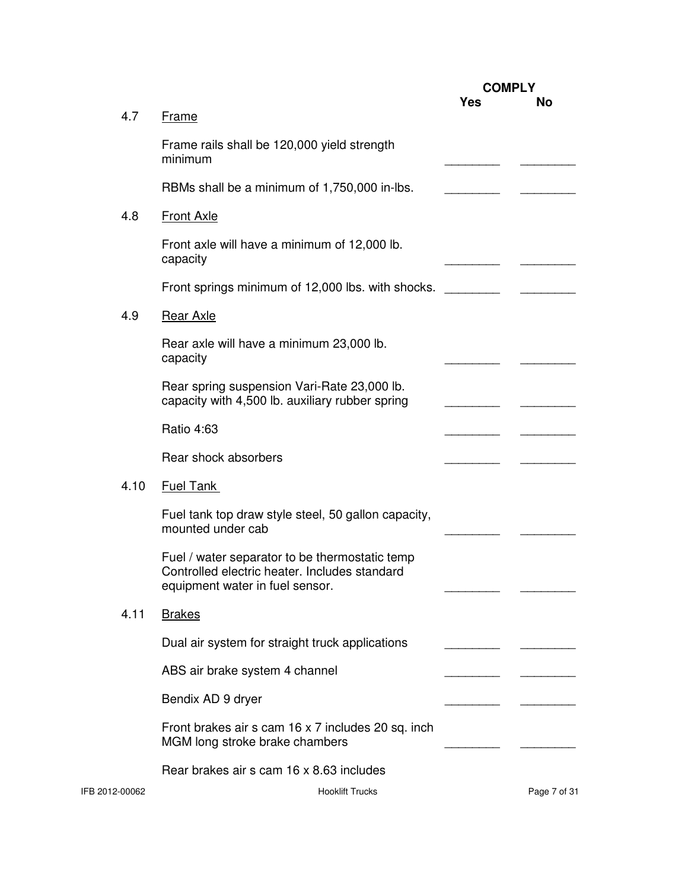| | | COMPLY Yes | No |
|---|---|---|---|
| 4.7 | <u>Frame</u> | | |
| | Frame rails shall be 120,000 yield strength minimum | ________ | ________ |
| | RBMs shall be a minimum of 1,750,000 in-lbs. | ________ | ________ |
| 4.8 | <u>Front Axle</u> | | |
| | Front axle will have a minimum of 12,000 lb. capacity | ________ | ________ |
| | Front springs minimum of 12,000 lbs. with shocks. | ________ | ________ |
| 4.9 | <u>Rear Axle</u> | | |
| | Rear axle will have a minimum 23,000 lb. capacity | ________ | ________ |
| | Rear spring suspension Vari-Rate 23,000 lb. capacity with 4,500 lb. auxiliary rubber spring | ________ | ________ |
| | Ratio 4:63 | ________ | ________ |
| | Rear shock absorbers | ________ | ________ |
| 4.10 | <u>Fuel Tank</u> | | |
| | Fuel tank top draw style steel, 50 gallon capacity, mounted under cab | ________ | ________ |
| | Fuel / water separator to be thermostatic temp Controlled electric heater. Includes standard equipment water in fuel sensor. | ________ | ________ |
| 4.11 | <u>Brakes</u> | | |
| | Dual air system for straight truck applications | ________ | ________ |
| | ABS air brake system 4 channel | ________ | ________ |
| | Bendix AD 9 dryer | ________ | ________ |
| | Front brakes air s cam 16 x 7 includes 20 sq. inch MGM long stroke brake chambers | ________ | ________ |
| | Rear brakes air s cam 16 x 8.63 includes | | |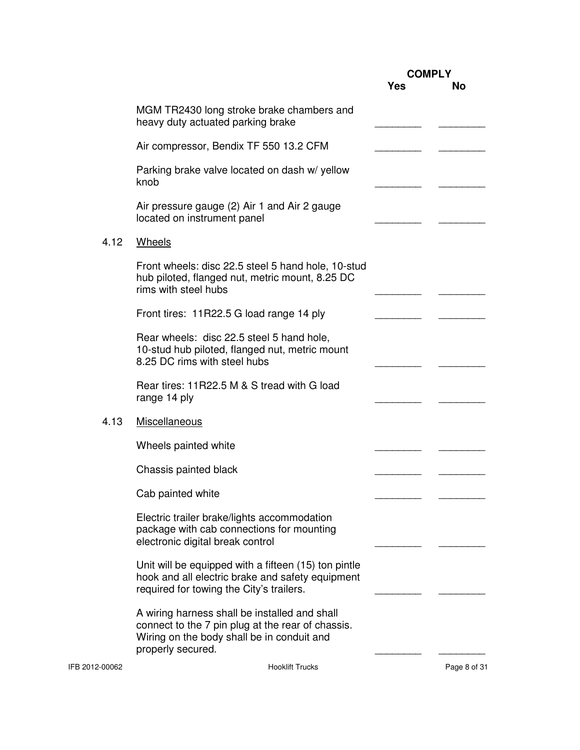| | COMPLY Yes | No |
|---|---|---|
| MGM TR2430 long stroke brake chambers and heavy duty actuated parking brake | ________ | ________ |
| Air compressor, Bendix TF 550 13.2 CFM | ________ | ________ |
| Parking brake valve located on dash w/ yellow knob | ________ | ________ |
| Air pressure gauge (2) Air 1 and Air 2 gauge located on instrument panel | ________ | ________ |
| **4.12 Wheels** | | |
| Front wheels: disc 22.5 steel 5 hand hole, 10-stud hub piloted, flanged nut, metric mount, 8.25 DC rims with steel hubs | ________ | ________ |
| Front tires: 11R22.5 G load range 14 ply | ________ | ________ |
| Rear wheels: disc 22.5 steel 5 hand hole, 10-stud hub piloted, flanged nut, metric mount 8.25 DC rims with steel hubs | ________ | ________ |
| Rear tires: 11R22.5 M & S tread with G load range 14 ply | ________ | ________ |
| **4.13 Miscellaneous** | | |
| Wheels painted white | ________ | ________ |
| Chassis painted black | ________ | ________ |
| Cab painted white | ________ | ________ |
| Electric trailer brake/lights accommodation package with cab connections for mounting electronic digital break control | ________ | ________ |
| Unit will be equipped with a fifteen (15) ton pintle hook and all electric brake and safety equipment required for towing the City's trailers. | ________ | ________ |
| A wiring harness shall be installed and shall connect to the 7 pin plug at the rear of chassis. Wiring on the body shall be in conduit and properly secured. | ________ | ________ |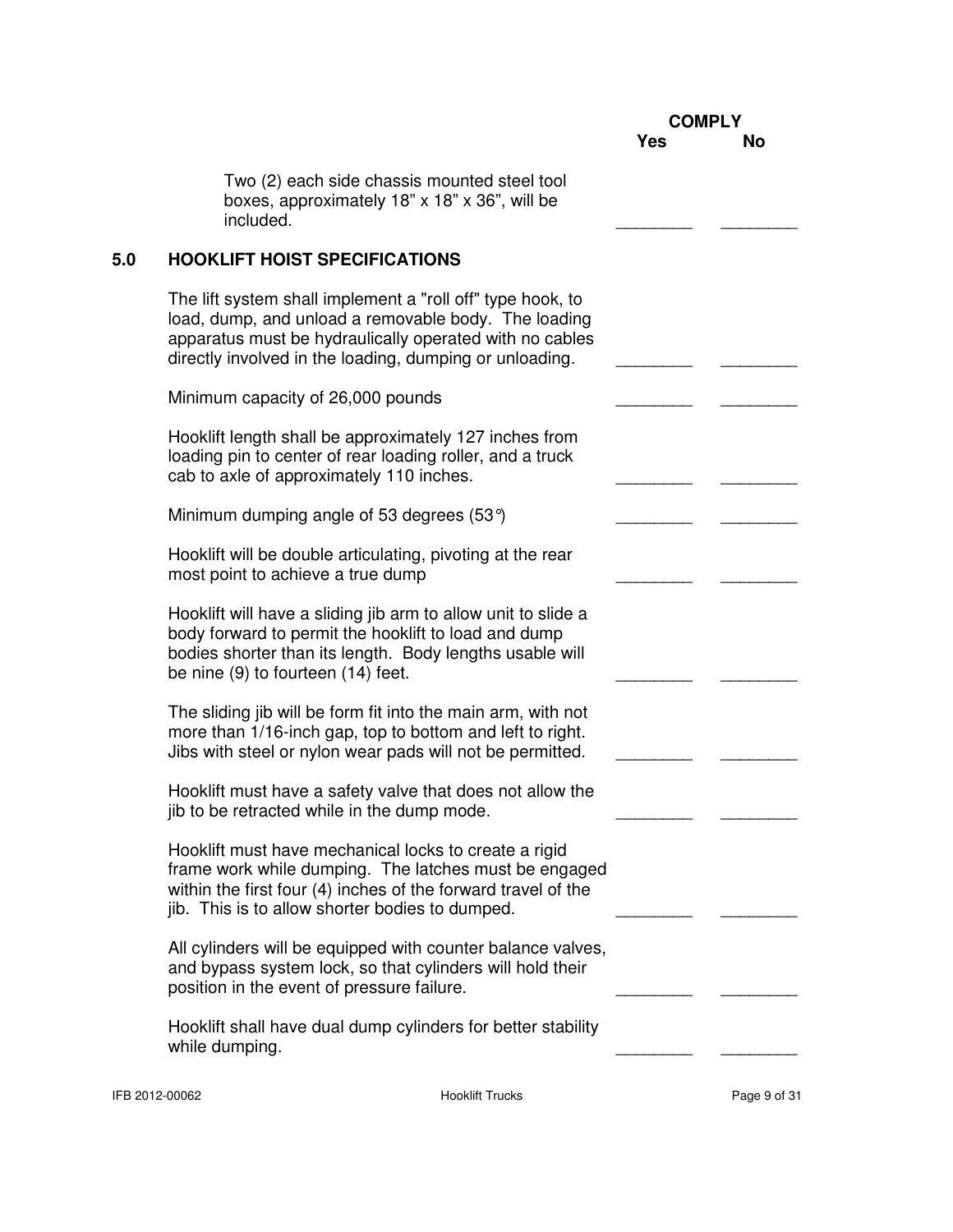| | COMPLY Yes | No |
|---|---|---|
| Two (2) each side chassis mounted steel tool boxes, approximately 18" x 18" x 36", will be included. | ________ | ________ |

## 5.0 HOOKLIFT HOIST SPECIFICATIONS

| | Yes | No |
|---|---|---|
| The lift system shall implement a "roll off" type hook, to load, dump, and unload a removable body. The loading apparatus must be hydraulically operated with no cables directly involved in the loading, dumping or unloading. | ________ | ________ |
| Minimum capacity of 26,000 pounds | ________ | ________ |
| Hooklift length shall be approximately 127 inches from loading pin to center of rear loading roller, and a truck cab to axle of approximately 110 inches. | ________ | ________ |
| Minimum dumping angle of 53 degrees (53°) | ________ | ________ |
| Hooklift will be double articulating, pivoting at the rear most point to achieve a true dump | ________ | ________ |
| Hooklift will have a sliding jib arm to allow unit to slide a body forward to permit the hooklift to load and dump bodies shorter than its length. Body lengths usable will be nine (9) to fourteen (14) feet. | ________ | ________ |
| The sliding jib will be form fit into the main arm, with not more than 1/16-inch gap, top to bottom and left to right. Jibs with steel or nylon wear pads will not be permitted. | ________ | ________ |
| Hooklift must have a safety valve that does not allow the jib to be retracted while in the dump mode. | ________ | ________ |
| Hooklift must have mechanical locks to create a rigid frame work while dumping. The latches must be engaged within the first four (4) inches of the forward travel of the jib. This is to allow shorter bodies to dumped. | ________ | ________ |
| All cylinders will be equipped with counter balance valves, and bypass system lock, so that cylinders will hold their position in the event of pressure failure. | ________ | ________ |
| Hooklift shall have dual dump cylinders for better stability while dumping. | ________ | ________ |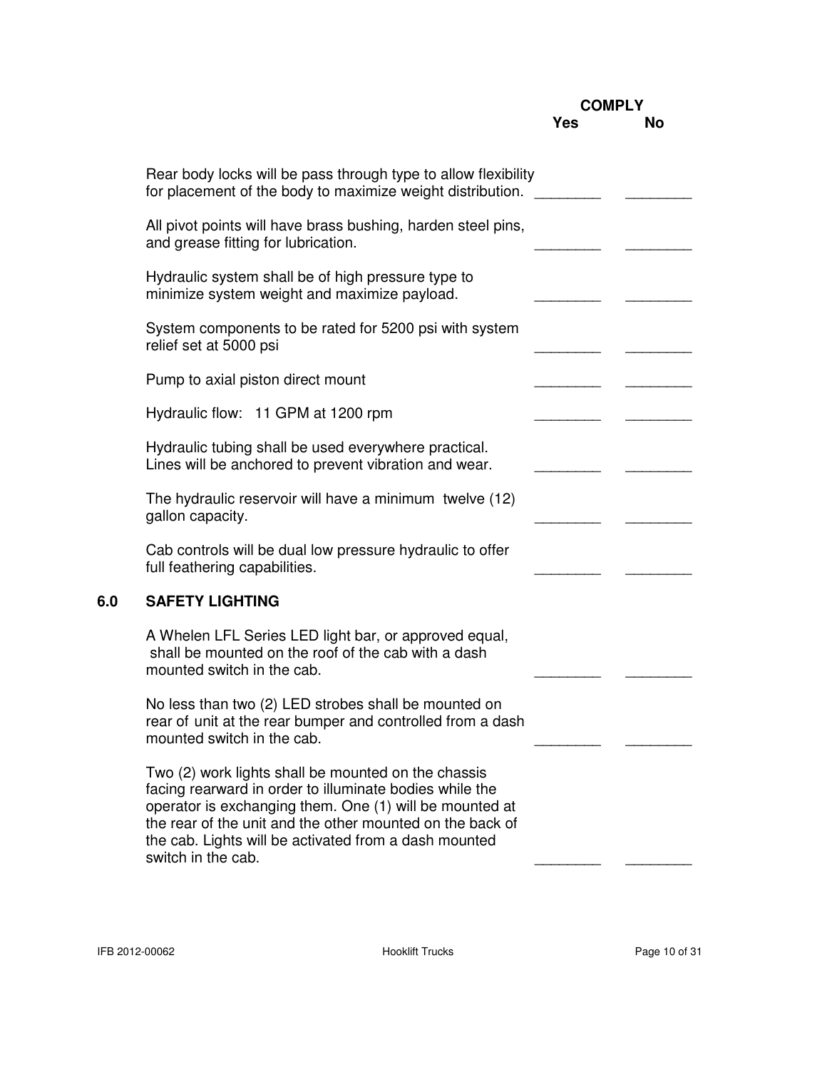| | COMPLY Yes | No |
|---|---|---|
| Rear body locks will be pass through type to allow flexibility for placement of the body to maximize weight distribution. | ________ | ________ |
| All pivot points will have brass bushing, harden steel pins, and grease fitting for lubrication. | ________ | ________ |
| Hydraulic system shall be of high pressure type to minimize system weight and maximize payload. | ________ | ________ |
| System components to be rated for 5200 psi with system relief set at 5000 psi | ________ | ________ |
| Pump to axial piston direct mount | ________ | ________ |
| Hydraulic flow: 11 GPM at 1200 rpm | ________ | ________ |
| Hydraulic tubing shall be used everywhere practical. Lines will be anchored to prevent vibration and wear. | ________ | ________ |
| The hydraulic reservoir will have a minimum twelve (12) gallon capacity. | ________ | ________ |
| Cab controls will be dual low pressure hydraulic to offer full feathering capabilities. | ________ | ________ |

## 6.0 SAFETY LIGHTING

| | Yes | No |
|---|---|---|
| A Whelen LFL Series LED light bar, or approved equal, shall be mounted on the roof of the cab with a dash mounted switch in the cab. | ________ | ________ |
| No less than two (2) LED strobes shall be mounted on rear of unit at the rear bumper and controlled from a dash mounted switch in the cab. | ________ | ________ |
| Two (2) work lights shall be mounted on the chassis facing rearward in order to illuminate bodies while the operator is exchanging them. One (1) will be mounted at the rear of the unit and the other mounted on the back of the cab. Lights will be activated from a dash mounted switch in the cab. | ________ | ________ |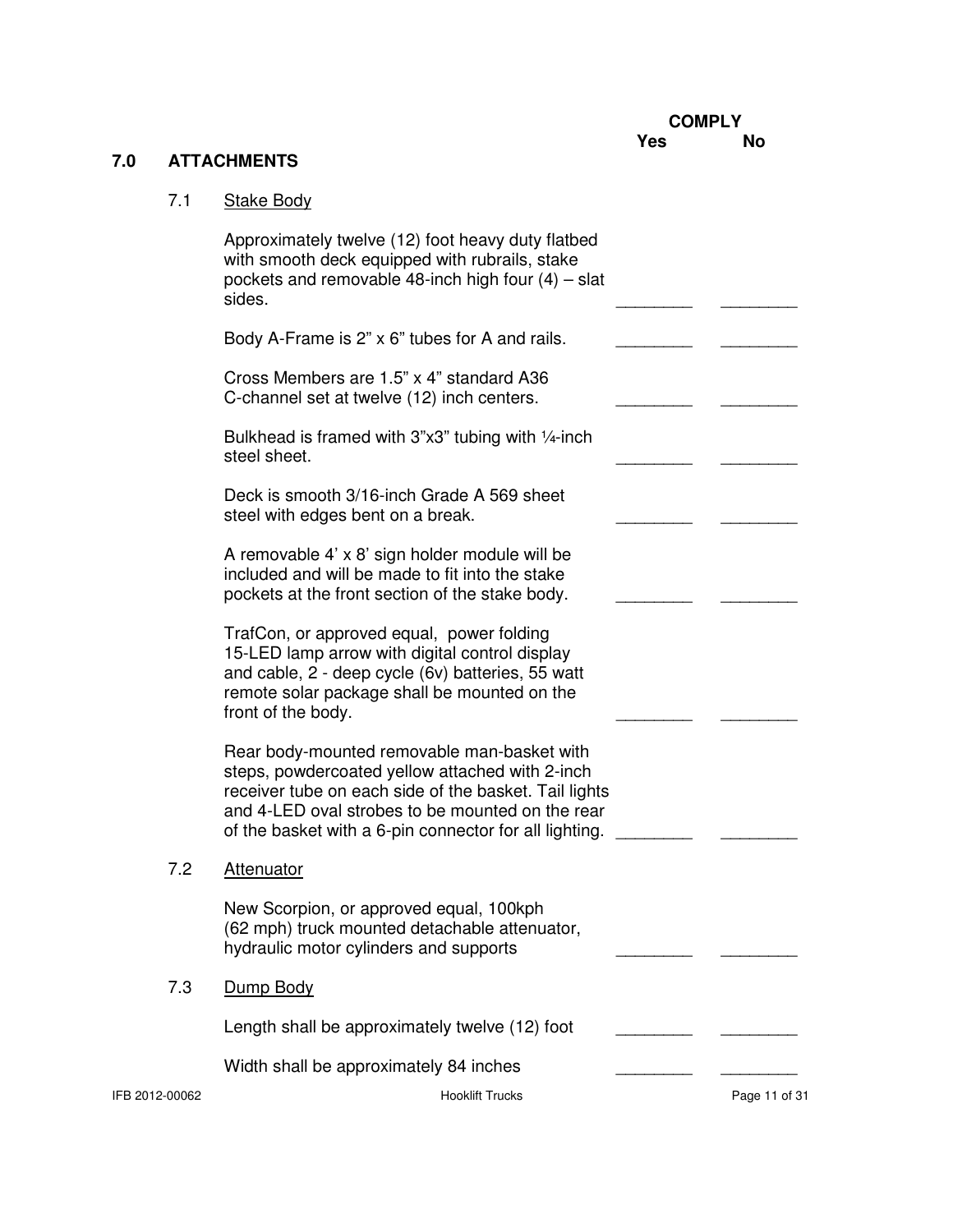## 7.0 ATTACHMENTS

| | COMPLY Yes | COMPLY No |
|---|---|---|
| **7.1 Stake Body** | | |
| Approximately twelve (12) foot heavy duty flatbed with smooth deck equipped with rubrails, stake pockets and removable 48-inch high four (4) – slat sides. | ________ | ________ |
| Body A-Frame is 2” x 6” tubes for A and rails. | ________ | ________ |
| Cross Members are 1.5” x 4” standard A36 C-channel set at twelve (12) inch centers. | ________ | ________ |
| Bulkhead is framed with 3”x3” tubing with ¼-inch steel sheet. | ________ | ________ |
| Deck is smooth 3/16-inch Grade A 569 sheet steel with edges bent on a break. | ________ | ________ |
| A removable 4’ x 8’ sign holder module will be included and will be made to fit into the stake pockets at the front section of the stake body. | ________ | ________ |
| TrafCon, or approved equal, power folding 15-LED lamp arrow with digital control display and cable, 2 - deep cycle (6v) batteries, 55 watt remote solar package shall be mounted on the front of the body. | ________ | ________ |
| Rear body-mounted removable man-basket with steps, powdercoated yellow attached with 2-inch receiver tube on each side of the basket. Tail lights and 4-LED oval strobes to be mounted on the rear of the basket with a 6-pin connector for all lighting. | ________ | ________ |
| **7.2 Attenuator** | | |
| New Scorpion, or approved equal, 100kph (62 mph) truck mounted detachable attenuator, hydraulic motor cylinders and supports | ________ | ________ |
| **7.3 Dump Body** | | |
| Length shall be approximately twelve (12) foot | ________ | ________ |
| Width shall be approximately 84 inches | ________ | ________ |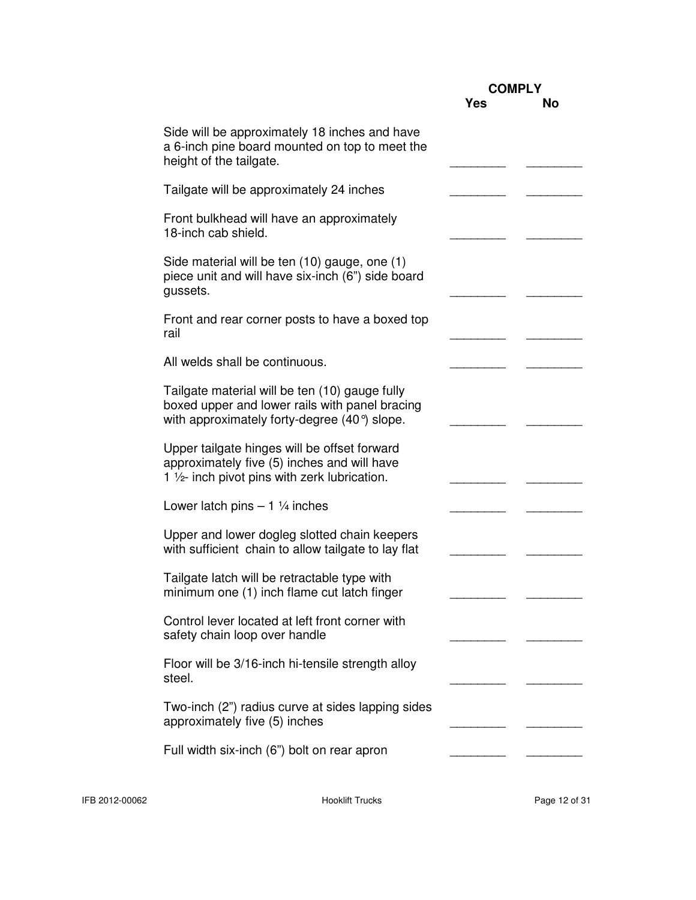| | COMPLY Yes | No |
|---|---|---|
| Side will be approximately 18 inches and have a 6-inch pine board mounted on top to meet the height of the tailgate. | ________ | ________ |
| Tailgate will be approximately 24 inches | ________ | ________ |
| Front bulkhead will have an approximately 18-inch cab shield. | ________ | ________ |
| Side material will be ten (10) gauge, one (1) piece unit and will have six-inch (6") side board gussets. | ________ | ________ |
| Front and rear corner posts to have a boxed top rail | ________ | ________ |
| All welds shall be continuous. | ________ | ________ |
| Tailgate material will be ten (10) gauge fully boxed upper and lower rails with panel bracing with approximately forty-degree (40°) slope. | ________ | ________ |
| Upper tailgate hinges will be offset forward approximately five (5) inches and will have 1 ½- inch pivot pins with zerk lubrication. | ________ | ________ |
| Lower latch pins – 1 ¼ inches | ________ | ________ |
| Upper and lower dogleg slotted chain keepers with sufficient chain to allow tailgate to lay flat | ________ | ________ |
| Tailgate latch will be retractable type with minimum one (1) inch flame cut latch finger | ________ | ________ |
| Control lever located at left front corner with safety chain loop over handle | ________ | ________ |
| Floor will be 3/16-inch hi-tensile strength alloy steel. | ________ | ________ |
| Two-inch (2") radius curve at sides lapping sides approximately five (5) inches | ________ | ________ |
| Full width six-inch (6") bolt on rear apron | ________ | ________ |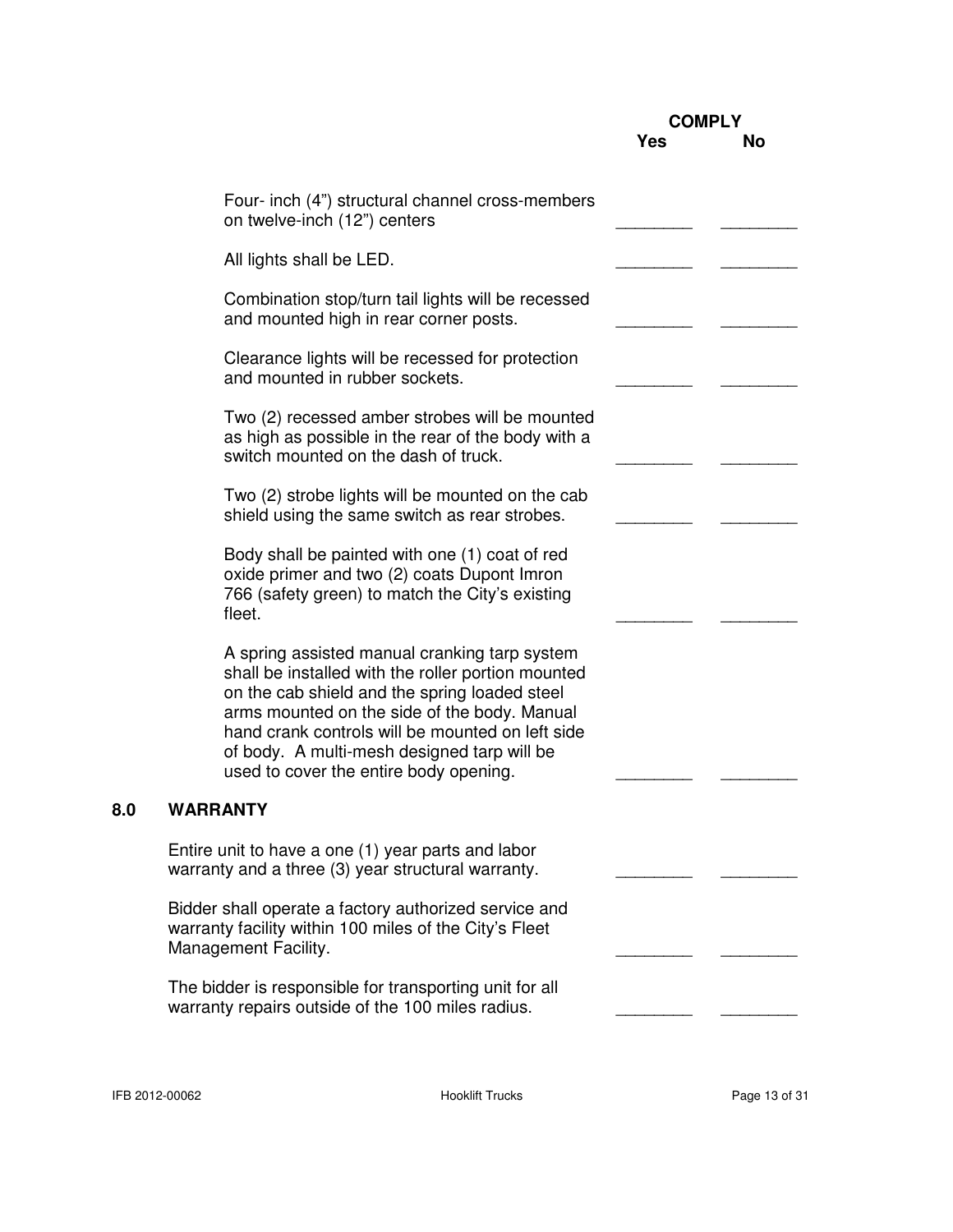| | COMPLY Yes | No |
|---|---|---|
| Four- inch (4”) structural channel cross-members on twelve-inch (12”) centers | ________ | ________ |
| All lights shall be LED. | ________ | ________ |
| Combination stop/turn tail lights will be recessed and mounted high in rear corner posts. | ________ | ________ |
| Clearance lights will be recessed for protection and mounted in rubber sockets. | ________ | ________ |
| Two (2) recessed amber strobes will be mounted as high as possible in the rear of the body with a switch mounted on the dash of truck. | ________ | ________ |
| Two (2) strobe lights will be mounted on the cab shield using the same switch as rear strobes. | ________ | ________ |
| Body shall be painted with one (1) coat of red oxide primer and two (2) coats Dupont Imron 766 (safety green) to match the City’s existing fleet. | ________ | ________ |
| A spring assisted manual cranking tarp system shall be installed with the roller portion mounted on the cab shield and the spring loaded steel arms mounted on the side of the body. Manual hand crank controls will be mounted on left side of body. A multi-mesh designed tarp will be used to cover the entire body opening. | ________ | ________ |

## 8.0 WARRANTY

| | Yes | No |
|---|---|---|
| Entire unit to have a one (1) year parts and labor warranty and a three (3) year structural warranty. | ________ | ________ |
| Bidder shall operate a factory authorized service and warranty facility within 100 miles of the City’s Fleet Management Facility. | ________ | ________ |
| The bidder is responsible for transporting unit for all warranty repairs outside of the 100 miles radius. | ________ | ________ |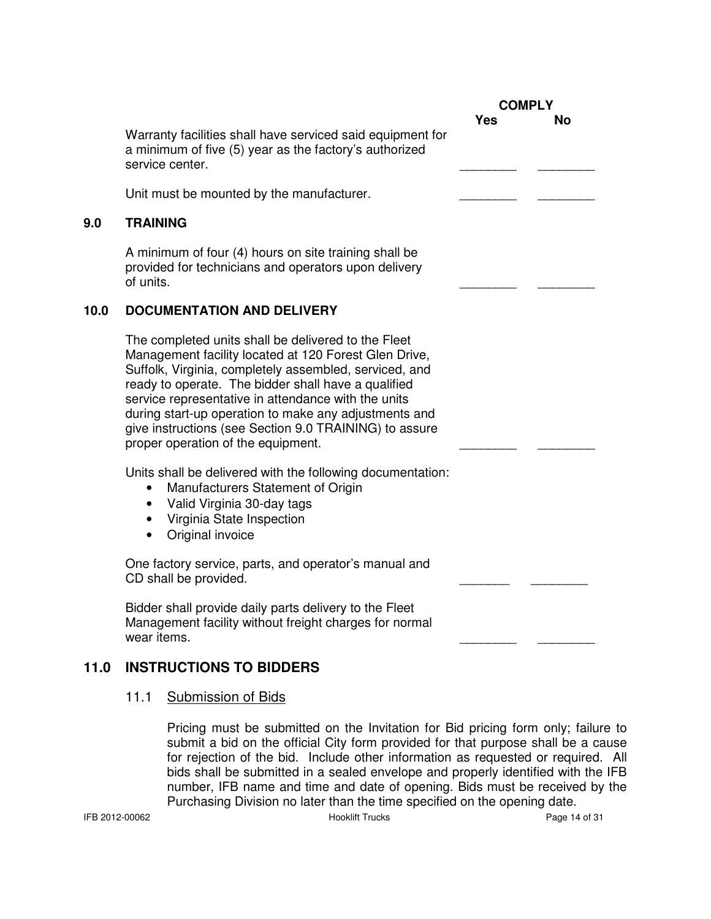| | COMPLY Yes | No |
|---|---|---|
| Warranty facilities shall have serviced said equipment for a minimum of five (5) year as the factory's authorized service center. | ________ | ________ |
| Unit must be mounted by the manufacturer. | ________ | ________ |

## 9.0 TRAINING

| | | |
|---|---|---|
| A minimum of four (4) hours on site training shall be provided for technicians and operators upon delivery of units. | ________ | ________ |

## 10.0 DOCUMENTATION AND DELIVERY

| | | |
|---|---|---|
| The completed units shall be delivered to the Fleet Management facility located at 120 Forest Glen Drive, Suffolk, Virginia, completely assembled, serviced, and ready to operate. The bidder shall have a qualified service representative in attendance with the units during start-up operation to make any adjustments and give instructions (see Section 9.0 TRAINING) to assure proper operation of the equipment. | ________ | ________ |

Units shall be delivered with the following documentation:

- Manufacturers Statement of Origin
- Valid Virginia 30-day tags
- Virginia State Inspection
- Original invoice

| | | |
|---|---|---|
| One factory service, parts, and operator's manual and CD shall be provided. | _______ | ________ |
| Bidder shall provide daily parts delivery to the Fleet Management facility without freight charges for normal wear items. | ________ | ________ |

## 11.0 INSTRUCTIONS TO BIDDERS

### 11.1 Submission of Bids

Pricing must be submitted on the Invitation for Bid pricing form only; failure to submit a bid on the official City form provided for that purpose shall be a cause for rejection of the bid. Include other information as requested or required. All bids shall be submitted in a sealed envelope and properly identified with the IFB number, IFB name and time and date of opening. Bids must be received by the Purchasing Division no later than the time specified on the opening date.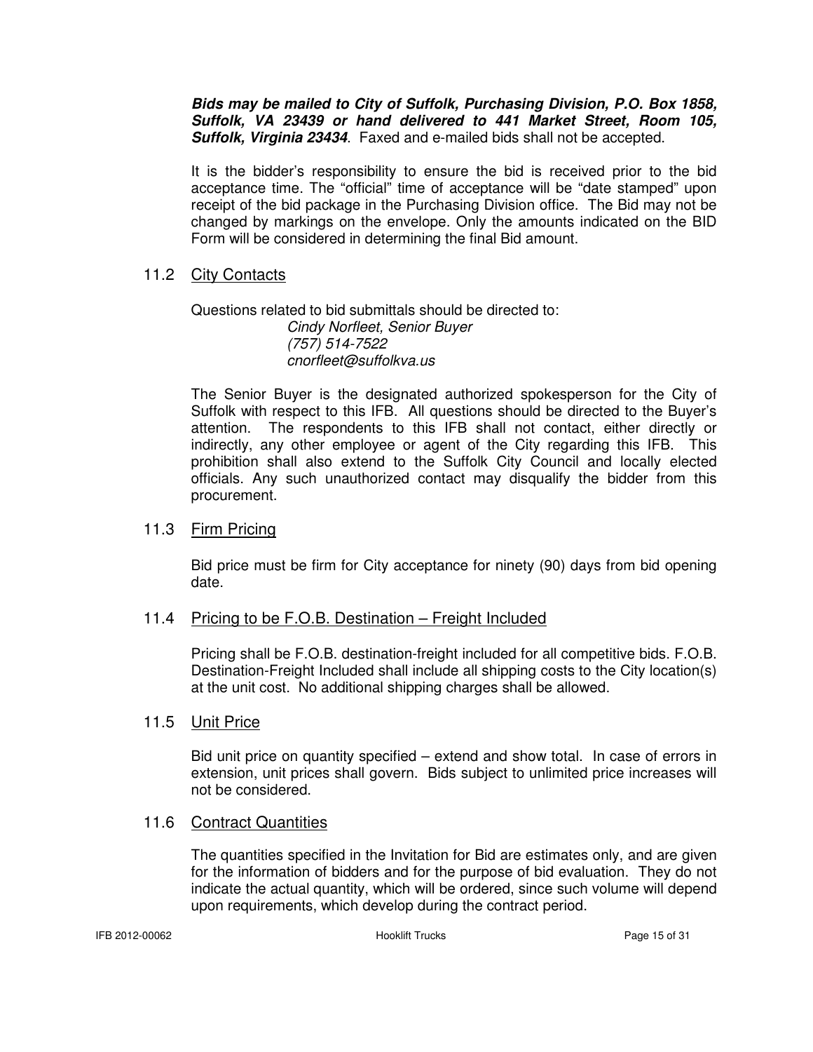***Bids may be mailed to City of Suffolk, Purchasing Division, P.O. Box 1858, Suffolk, VA 23439 or hand delivered to 441 Market Street, Room 105, Suffolk, Virginia 23434***. Faxed and e-mailed bids shall not be accepted.

It is the bidder's responsibility to ensure the bid is received prior to the bid acceptance time. The "official" time of acceptance will be "date stamped" upon receipt of the bid package in the Purchasing Division office. The Bid may not be changed by markings on the envelope. Only the amounts indicated on the BID Form will be considered in determining the final Bid amount.

## 11.2 City Contacts

Questions related to bid submittals should be directed to:

*Cindy Norfleet, Senior Buyer*
*(757) 514-7522*
*cnorfleet@suffolkva.us*

The Senior Buyer is the designated authorized spokesperson for the City of Suffolk with respect to this IFB. All questions should be directed to the Buyer's attention. The respondents to this IFB shall not contact, either directly or indirectly, any other employee or agent of the City regarding this IFB. This prohibition shall also extend to the Suffolk City Council and locally elected officials. Any such unauthorized contact may disqualify the bidder from this procurement.

## 11.3 Firm Pricing

Bid price must be firm for City acceptance for ninety (90) days from bid opening date.

## 11.4 Pricing to be F.O.B. Destination – Freight Included

Pricing shall be F.O.B. destination-freight included for all competitive bids. F.O.B. Destination-Freight Included shall include all shipping costs to the City location(s) at the unit cost. No additional shipping charges shall be allowed.

## 11.5 Unit Price

Bid unit price on quantity specified – extend and show total. In case of errors in extension, unit prices shall govern. Bids subject to unlimited price increases will not be considered.

## 11.6 Contract Quantities

The quantities specified in the Invitation for Bid are estimates only, and are given for the information of bidders and for the purpose of bid evaluation. They do not indicate the actual quantity, which will be ordered, since such volume will depend upon requirements, which develop during the contract period.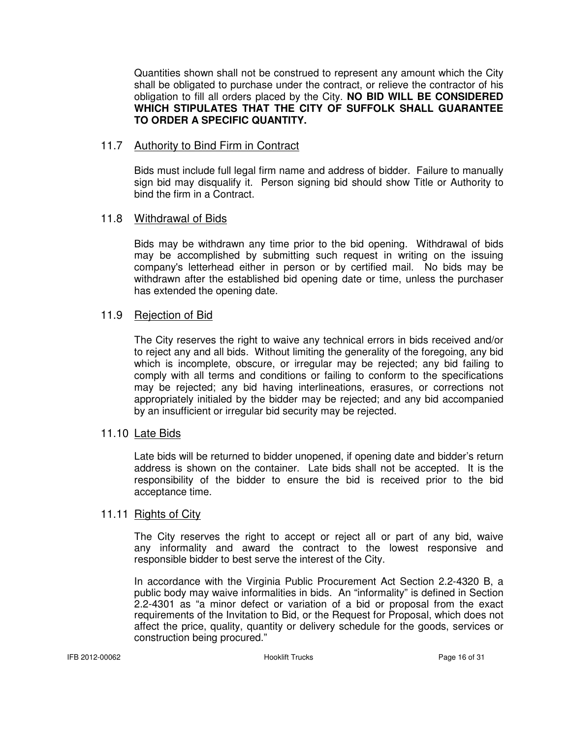Quantities shown shall not be construed to represent any amount which the City shall be obligated to purchase under the contract, or relieve the contractor of his obligation to fill all orders placed by the City. **NO BID WILL BE CONSIDERED WHICH STIPULATES THAT THE CITY OF SUFFOLK SHALL GUARANTEE TO ORDER A SPECIFIC QUANTITY.**

### 11.7 Authority to Bind Firm in Contract

Bids must include full legal firm name and address of bidder. Failure to manually sign bid may disqualify it. Person signing bid should show Title or Authority to bind the firm in a Contract.

### 11.8 Withdrawal of Bids

Bids may be withdrawn any time prior to the bid opening. Withdrawal of bids may be accomplished by submitting such request in writing on the issuing company's letterhead either in person or by certified mail. No bids may be withdrawn after the established bid opening date or time, unless the purchaser has extended the opening date.

### 11.9 Rejection of Bid

The City reserves the right to waive any technical errors in bids received and/or to reject any and all bids. Without limiting the generality of the foregoing, any bid which is incomplete, obscure, or irregular may be rejected; any bid failing to comply with all terms and conditions or failing to conform to the specifications may be rejected; any bid having interlineations, erasures, or corrections not appropriately initialed by the bidder may be rejected; and any bid accompanied by an insufficient or irregular bid security may be rejected.

### 11.10 Late Bids

Late bids will be returned to bidder unopened, if opening date and bidder's return address is shown on the container. Late bids shall not be accepted. It is the responsibility of the bidder to ensure the bid is received prior to the bid acceptance time.

### 11.11 Rights of City

The City reserves the right to accept or reject all or part of any bid, waive any informality and award the contract to the lowest responsive and responsible bidder to best serve the interest of the City.

In accordance with the Virginia Public Procurement Act Section 2.2-4320 B, a public body may waive informalities in bids. An "informality" is defined in Section 2.2-4301 as "a minor defect or variation of a bid or proposal from the exact requirements of the Invitation to Bid, or the Request for Proposal, which does not affect the price, quality, quantity or delivery schedule for the goods, services or construction being procured."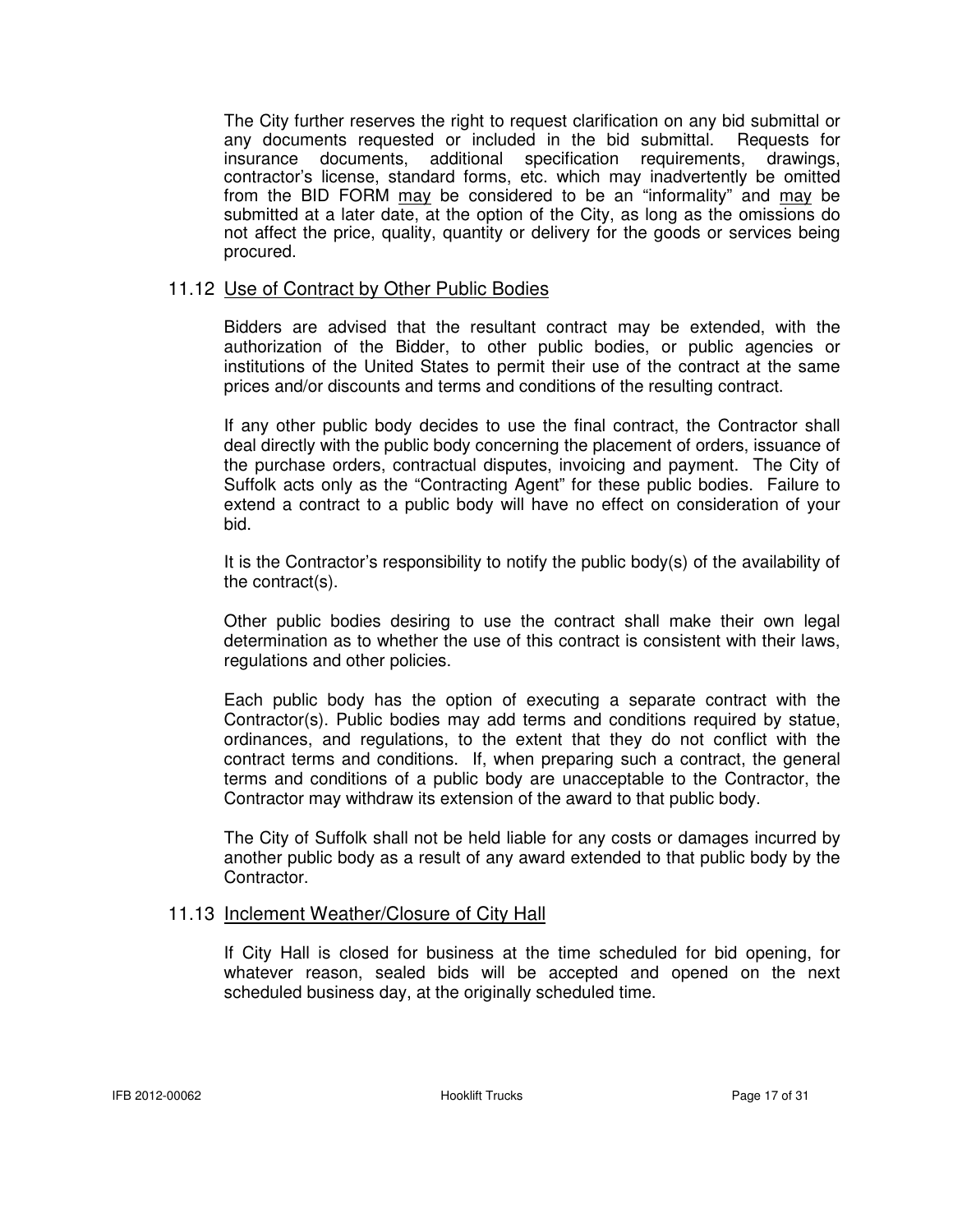The City further reserves the right to request clarification on any bid submittal or any documents requested or included in the bid submittal. Requests for insurance documents, additional specification requirements, drawings, contractor's license, standard forms, etc. which may inadvertently be omitted from the BID FORM may be considered to be an "informality" and may be submitted at a later date, at the option of the City, as long as the omissions do not affect the price, quality, quantity or delivery for the goods or services being procured.

### 11.12 Use of Contract by Other Public Bodies

Bidders are advised that the resultant contract may be extended, with the authorization of the Bidder, to other public bodies, or public agencies or institutions of the United States to permit their use of the contract at the same prices and/or discounts and terms and conditions of the resulting contract.

If any other public body decides to use the final contract, the Contractor shall deal directly with the public body concerning the placement of orders, issuance of the purchase orders, contractual disputes, invoicing and payment. The City of Suffolk acts only as the "Contracting Agent" for these public bodies. Failure to extend a contract to a public body will have no effect on consideration of your bid.

It is the Contractor's responsibility to notify the public body(s) of the availability of the contract(s).

Other public bodies desiring to use the contract shall make their own legal determination as to whether the use of this contract is consistent with their laws, regulations and other policies.

Each public body has the option of executing a separate contract with the Contractor(s). Public bodies may add terms and conditions required by statue, ordinances, and regulations, to the extent that they do not conflict with the contract terms and conditions. If, when preparing such a contract, the general terms and conditions of a public body are unacceptable to the Contractor, the Contractor may withdraw its extension of the award to that public body.

The City of Suffolk shall not be held liable for any costs or damages incurred by another public body as a result of any award extended to that public body by the Contractor.

### 11.13 Inclement Weather/Closure of City Hall

If City Hall is closed for business at the time scheduled for bid opening, for whatever reason, sealed bids will be accepted and opened on the next scheduled business day, at the originally scheduled time.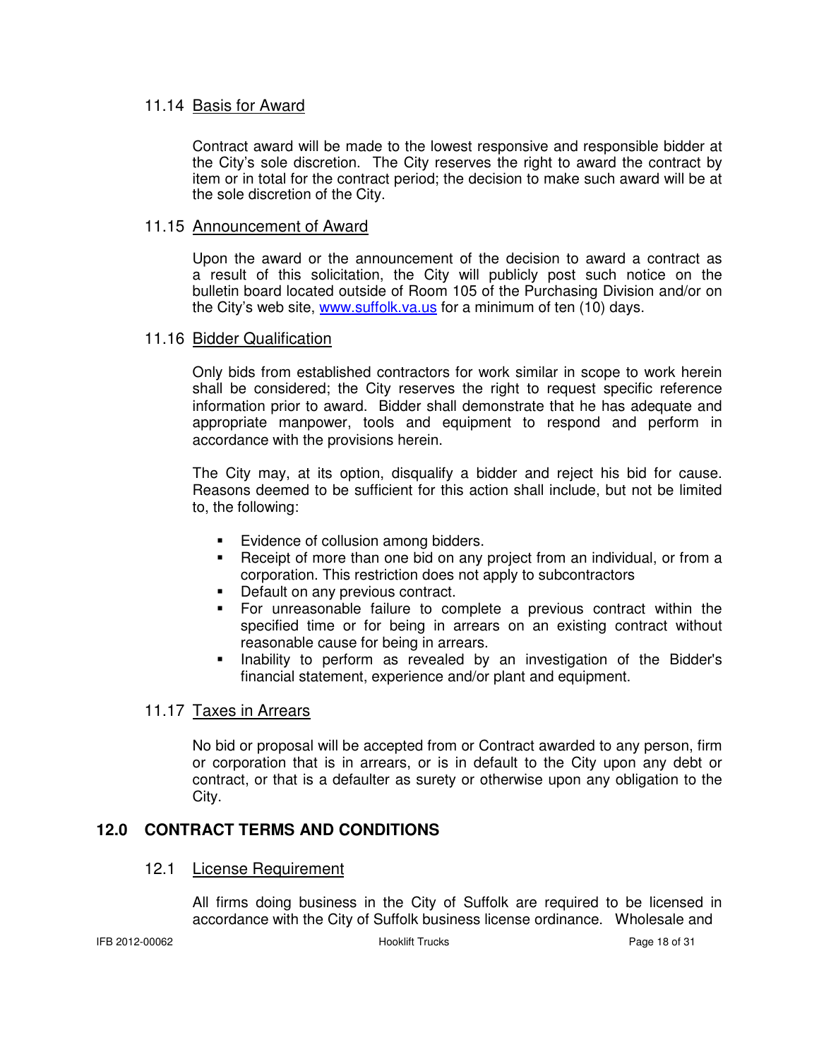### 11.14 Basis for Award

Contract award will be made to the lowest responsive and responsible bidder at the City's sole discretion. The City reserves the right to award the contract by item or in total for the contract period; the decision to make such award will be at the sole discretion of the City.

### 11.15 Announcement of Award

Upon the award or the announcement of the decision to award a contract as a result of this solicitation, the City will publicly post such notice on the bulletin board located outside of Room 105 of the Purchasing Division and/or on the City's web site, [www.suffolk.va.us](http://www.suffolk.va.us) for a minimum of ten (10) days.

### 11.16 Bidder Qualification

Only bids from established contractors for work similar in scope to work herein shall be considered; the City reserves the right to request specific reference information prior to award. Bidder shall demonstrate that he has adequate and appropriate manpower, tools and equipment to respond and perform in accordance with the provisions herein.

The City may, at its option, disqualify a bidder and reject his bid for cause. Reasons deemed to be sufficient for this action shall include, but not be limited to, the following:

- Evidence of collusion among bidders.
- Receipt of more than one bid on any project from an individual, or from a corporation. This restriction does not apply to subcontractors
- Default on any previous contract.
- For unreasonable failure to complete a previous contract within the specified time or for being in arrears on an existing contract without reasonable cause for being in arrears.
- Inability to perform as revealed by an investigation of the Bidder's financial statement, experience and/or plant and equipment.

### 11.17 Taxes in Arrears

No bid or proposal will be accepted from or Contract awarded to any person, firm or corporation that is in arrears, or is in default to the City upon any debt or contract, or that is a defaulter as surety or otherwise upon any obligation to the City.

## 12.0 CONTRACT TERMS AND CONDITIONS

### 12.1 License Requirement

All firms doing business in the City of Suffolk are required to be licensed in accordance with the City of Suffolk business license ordinance. Wholesale and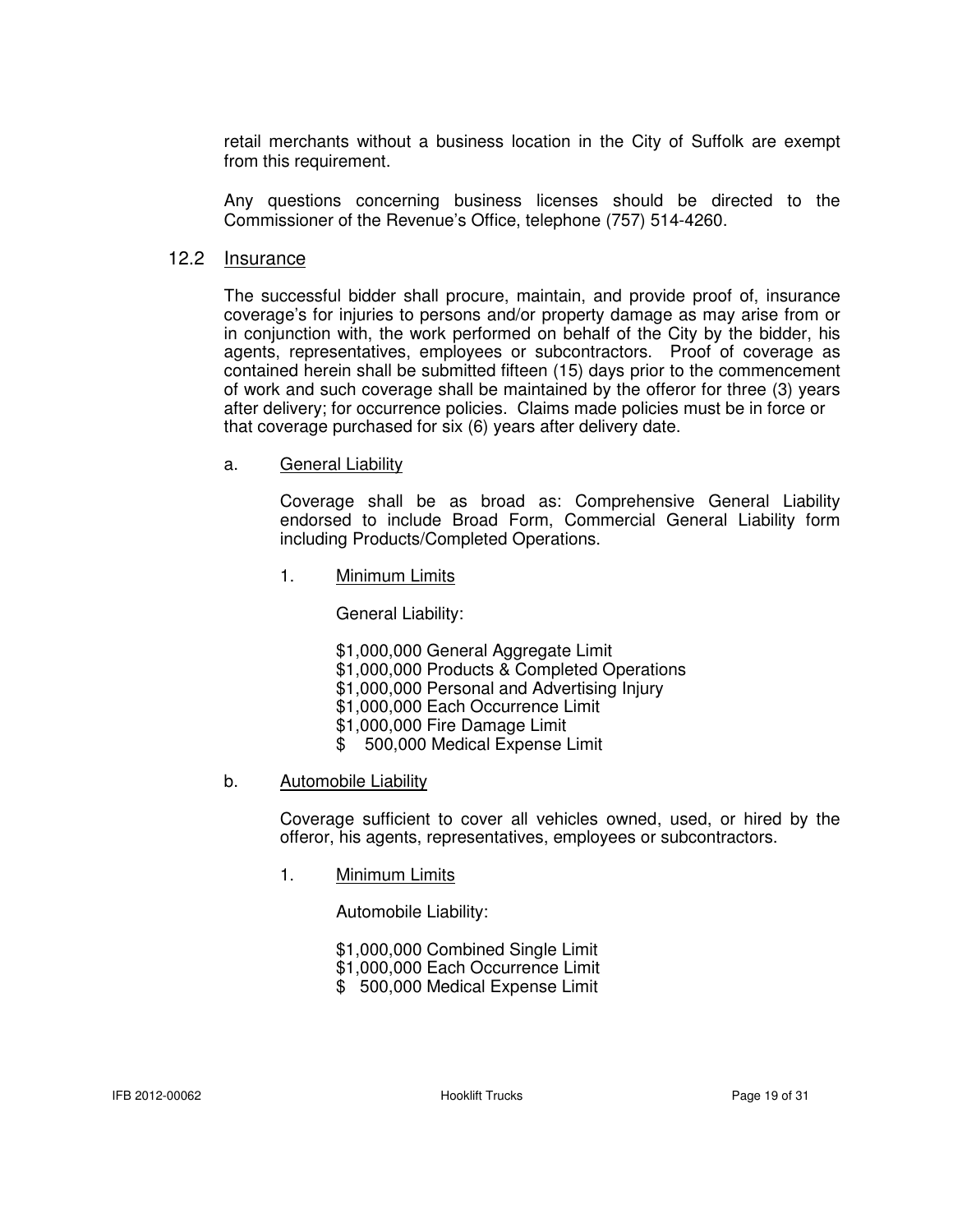retail merchants without a business location in the City of Suffolk are exempt from this requirement.

Any questions concerning business licenses should be directed to the Commissioner of the Revenue's Office, telephone (757) 514-4260.

### 12.2 Insurance

The successful bidder shall procure, maintain, and provide proof of, insurance coverage's for injuries to persons and/or property damage as may arise from or in conjunction with, the work performed on behalf of the City by the bidder, his agents, representatives, employees or subcontractors. Proof of coverage as contained herein shall be submitted fifteen (15) days prior to the commencement of work and such coverage shall be maintained by the offeror for three (3) years after delivery; for occurrence policies. Claims made policies must be in force or that coverage purchased for six (6) years after delivery date.

a. General Liability

Coverage shall be as broad as: Comprehensive General Liability endorsed to include Broad Form, Commercial General Liability form including Products/Completed Operations.

1. Minimum Limits

General Liability:

$1,000,000 General Aggregate Limit
$1,000,000 Products & Completed Operations
$1,000,000 Personal and Advertising Injury
$1,000,000 Each Occurrence Limit
$1,000,000 Fire Damage Limit
$ 500,000 Medical Expense Limit

b. Automobile Liability

Coverage sufficient to cover all vehicles owned, used, or hired by the offeror, his agents, representatives, employees or subcontractors.

1. Minimum Limits

Automobile Liability:

$1,000,000 Combined Single Limit
$1,000,000 Each Occurrence Limit
$ 500,000 Medical Expense Limit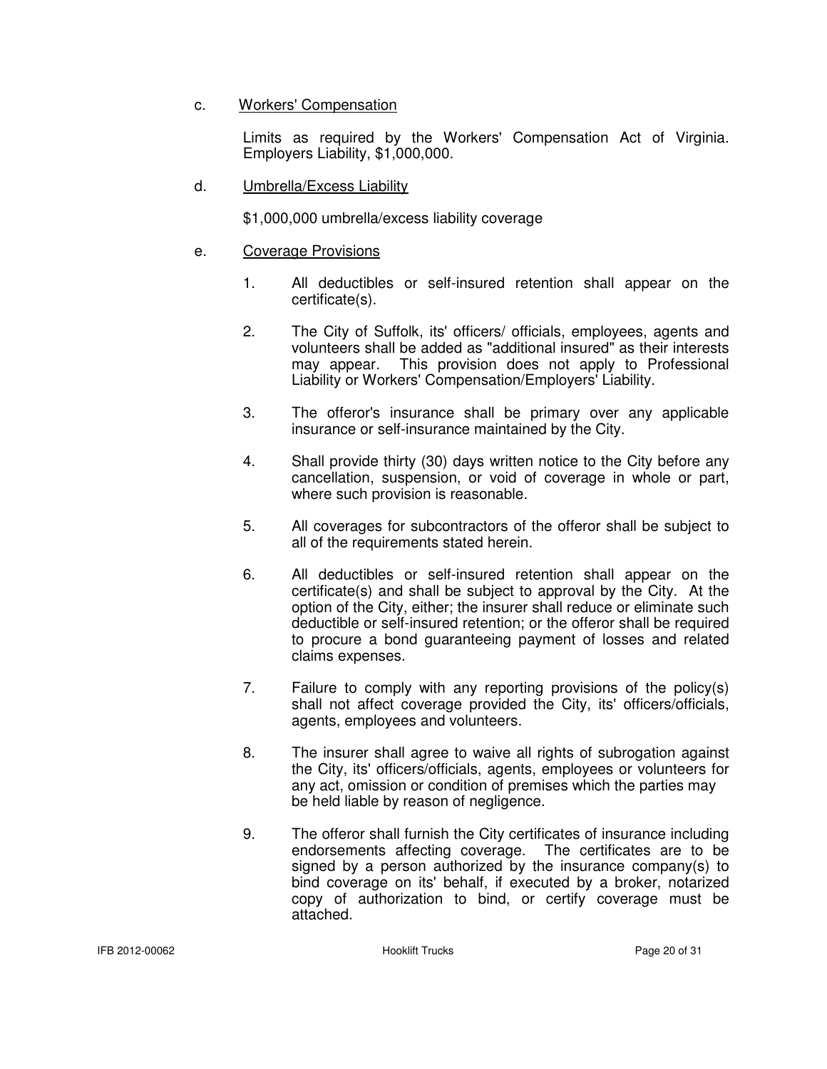c. Workers' Compensation

Limits as required by the Workers' Compensation Act of Virginia. Employers Liability, $1,000,000.

d. Umbrella/Excess Liability

$1,000,000 umbrella/excess liability coverage

e. Coverage Provisions

1. All deductibles or self-insured retention shall appear on the certificate(s).

2. The City of Suffolk, its' officers/ officials, employees, agents and volunteers shall be added as "additional insured" as their interests may appear. This provision does not apply to Professional Liability or Workers' Compensation/Employers' Liability.

3. The offeror's insurance shall be primary over any applicable insurance or self-insurance maintained by the City.

4. Shall provide thirty (30) days written notice to the City before any cancellation, suspension, or void of coverage in whole or part, where such provision is reasonable.

5. All coverages for subcontractors of the offeror shall be subject to all of the requirements stated herein.

6. All deductibles or self-insured retention shall appear on the certificate(s) and shall be subject to approval by the City. At the option of the City, either; the insurer shall reduce or eliminate such deductible or self-insured retention; or the offeror shall be required to procure a bond guaranteeing payment of losses and related claims expenses.

7. Failure to comply with any reporting provisions of the policy(s) shall not affect coverage provided the City, its' officers/officials, agents, employees and volunteers.

8. The insurer shall agree to waive all rights of subrogation against the City, its' officers/officials, agents, employees or volunteers for any act, omission or condition of premises which the parties may be held liable by reason of negligence.

9. The offeror shall furnish the City certificates of insurance including endorsements affecting coverage. The certificates are to be signed by a person authorized by the insurance company(s) to bind coverage on its' behalf, if executed by a broker, notarized copy of authorization to bind, or certify coverage must be attached.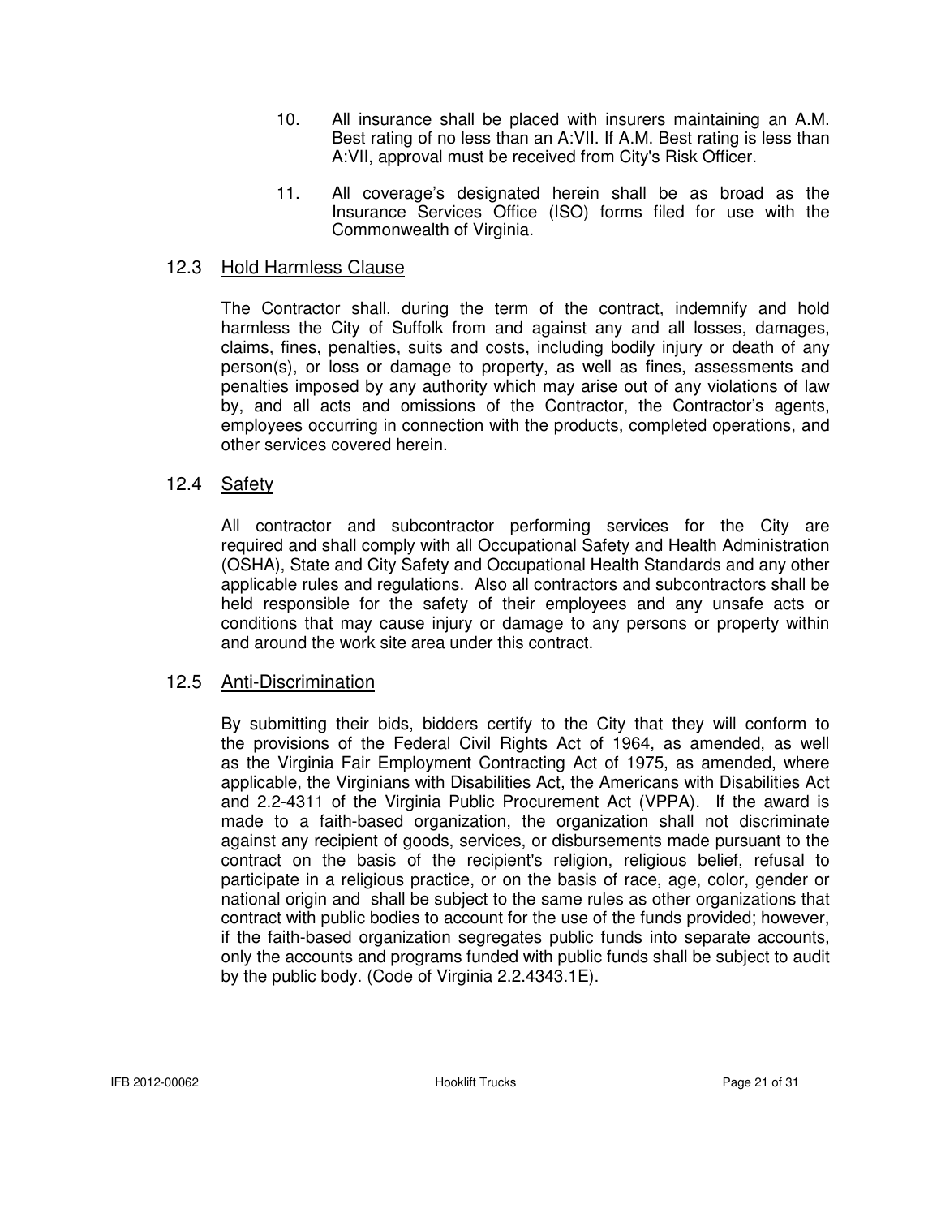10. All insurance shall be placed with insurers maintaining an A.M. Best rating of no less than an A:VII. If A.M. Best rating is less than A:VII, approval must be received from City's Risk Officer.

11. All coverage's designated herein shall be as broad as the Insurance Services Office (ISO) forms filed for use with the Commonwealth of Virginia.

## 12.3 Hold Harmless Clause

The Contractor shall, during the term of the contract, indemnify and hold harmless the City of Suffolk from and against any and all losses, damages, claims, fines, penalties, suits and costs, including bodily injury or death of any person(s), or loss or damage to property, as well as fines, assessments and penalties imposed by any authority which may arise out of any violations of law by, and all acts and omissions of the Contractor, the Contractor's agents, employees occurring in connection with the products, completed operations, and other services covered herein.

## 12.4 Safety

All contractor and subcontractor performing services for the City are required and shall comply with all Occupational Safety and Health Administration (OSHA), State and City Safety and Occupational Health Standards and any other applicable rules and regulations. Also all contractors and subcontractors shall be held responsible for the safety of their employees and any unsafe acts or conditions that may cause injury or damage to any persons or property within and around the work site area under this contract.

## 12.5 Anti-Discrimination

By submitting their bids, bidders certify to the City that they will conform to the provisions of the Federal Civil Rights Act of 1964, as amended, as well as the Virginia Fair Employment Contracting Act of 1975, as amended, where applicable, the Virginians with Disabilities Act, the Americans with Disabilities Act and 2.2-4311 of the Virginia Public Procurement Act (VPPA). If the award is made to a faith-based organization, the organization shall not discriminate against any recipient of goods, services, or disbursements made pursuant to the contract on the basis of the recipient's religion, religious belief, refusal to participate in a religious practice, or on the basis of race, age, color, gender or national origin and shall be subject to the same rules as other organizations that contract with public bodies to account for the use of the funds provided; however, if the faith-based organization segregates public funds into separate accounts, only the accounts and programs funded with public funds shall be subject to audit by the public body. (Code of Virginia 2.2.4343.1E).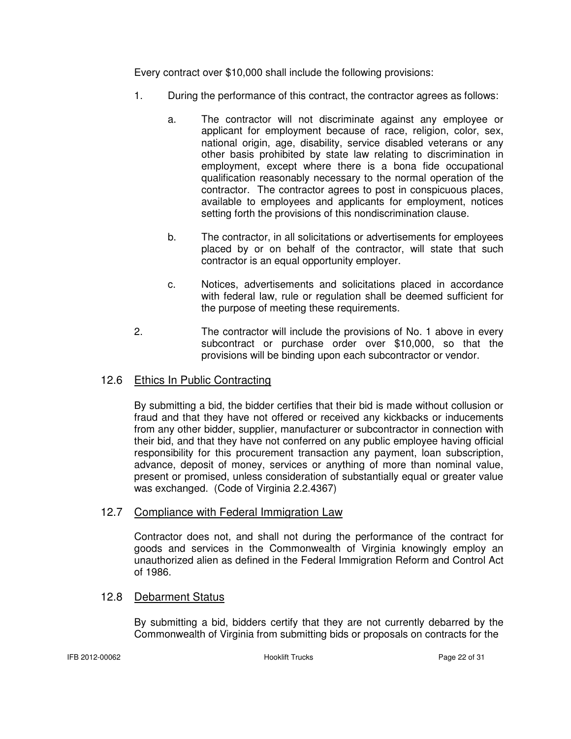Every contract over $10,000 shall include the following provisions:

1. During the performance of this contract, the contractor agrees as follows:

   a. The contractor will not discriminate against any employee or applicant for employment because of race, religion, color, sex, national origin, age, disability, service disabled veterans or any other basis prohibited by state law relating to discrimination in employment, except where there is a bona fide occupational qualification reasonably necessary to the normal operation of the contractor. The contractor agrees to post in conspicuous places, available to employees and applicants for employment, notices setting forth the provisions of this nondiscrimination clause.

   b. The contractor, in all solicitations or advertisements for employees placed by or on behalf of the contractor, will state that such contractor is an equal opportunity employer.

   c. Notices, advertisements and solicitations placed in accordance with federal law, rule or regulation shall be deemed sufficient for the purpose of meeting these requirements.

2. The contractor will include the provisions of No. 1 above in every subcontract or purchase order over $10,000, so that the provisions will be binding upon each subcontractor or vendor.

## 12.6 Ethics In Public Contracting

By submitting a bid, the bidder certifies that their bid is made without collusion or fraud and that they have not offered or received any kickbacks or inducements from any other bidder, supplier, manufacturer or subcontractor in connection with their bid, and that they have not conferred on any public employee having official responsibility for this procurement transaction any payment, loan subscription, advance, deposit of money, services or anything of more than nominal value, present or promised, unless consideration of substantially equal or greater value was exchanged. (Code of Virginia 2.2.4367)

## 12.7 Compliance with Federal Immigration Law

Contractor does not, and shall not during the performance of the contract for goods and services in the Commonwealth of Virginia knowingly employ an unauthorized alien as defined in the Federal Immigration Reform and Control Act of 1986.

## 12.8 Debarment Status

By submitting a bid, bidders certify that they are not currently debarred by the Commonwealth of Virginia from submitting bids or proposals on contracts for the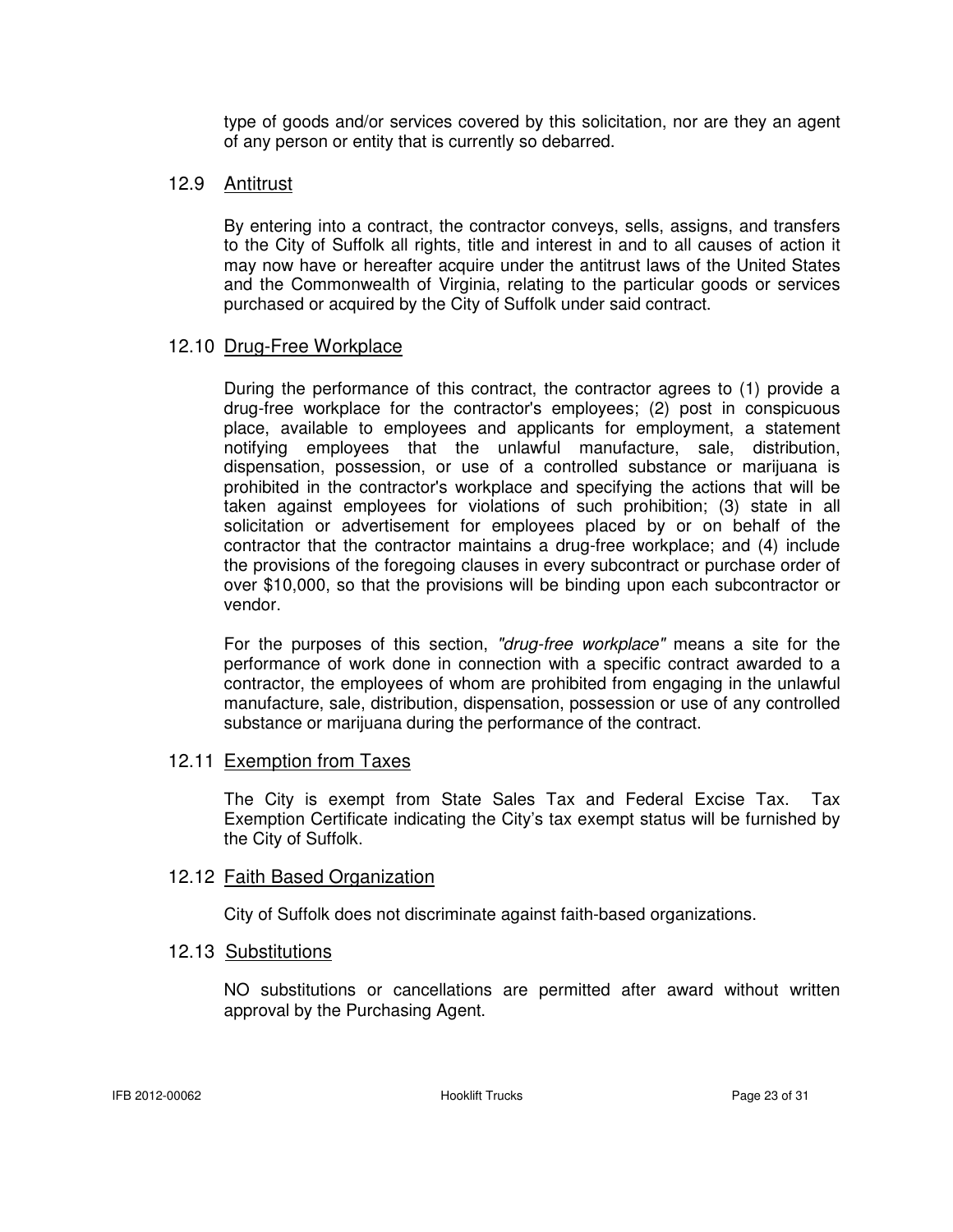type of goods and/or services covered by this solicitation, nor are they an agent of any person or entity that is currently so debarred.

### 12.9 Antitrust

By entering into a contract, the contractor conveys, sells, assigns, and transfers to the City of Suffolk all rights, title and interest in and to all causes of action it may now have or hereafter acquire under the antitrust laws of the United States and the Commonwealth of Virginia, relating to the particular goods or services purchased or acquired by the City of Suffolk under said contract.

### 12.10 Drug-Free Workplace

During the performance of this contract, the contractor agrees to (1) provide a drug-free workplace for the contractor's employees; (2) post in conspicuous place, available to employees and applicants for employment, a statement notifying employees that the unlawful manufacture, sale, distribution, dispensation, possession, or use of a controlled substance or marijuana is prohibited in the contractor's workplace and specifying the actions that will be taken against employees for violations of such prohibition; (3) state in all solicitation or advertisement for employees placed by or on behalf of the contractor that the contractor maintains a drug-free workplace; and (4) include the provisions of the foregoing clauses in every subcontract or purchase order of over $10,000, so that the provisions will be binding upon each subcontractor or vendor.

For the purposes of this section, *"drug-free workplace"* means a site for the performance of work done in connection with a specific contract awarded to a contractor, the employees of whom are prohibited from engaging in the unlawful manufacture, sale, distribution, dispensation, possession or use of any controlled substance or marijuana during the performance of the contract.

### 12.11 Exemption from Taxes

The City is exempt from State Sales Tax and Federal Excise Tax. Tax Exemption Certificate indicating the City's tax exempt status will be furnished by the City of Suffolk.

### 12.12 Faith Based Organization

City of Suffolk does not discriminate against faith-based organizations.

### 12.13 Substitutions

NO substitutions or cancellations are permitted after award without written approval by the Purchasing Agent.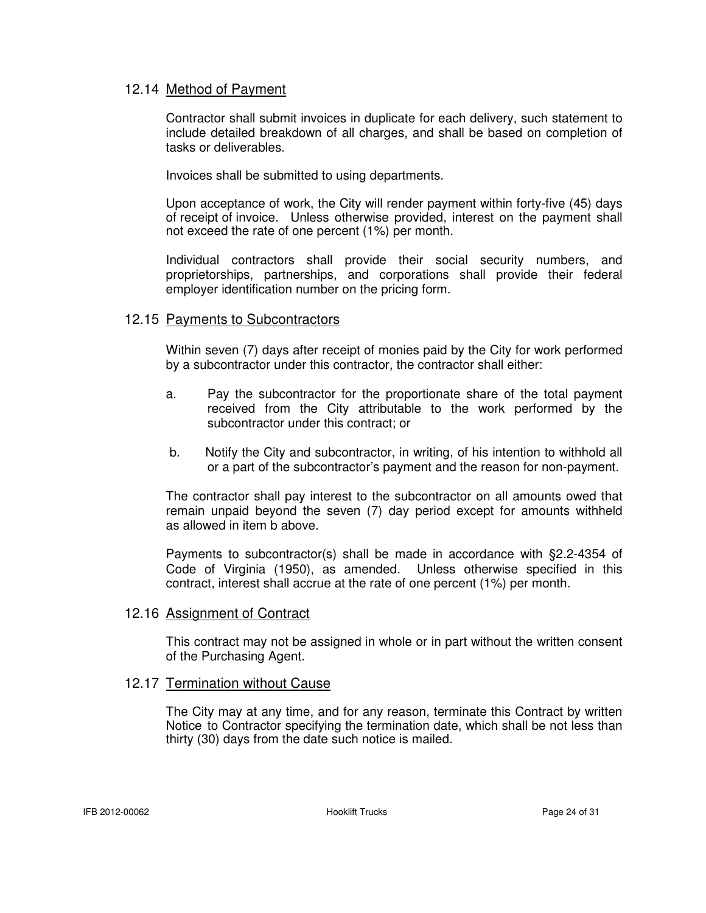### 12.14 Method of Payment

Contractor shall submit invoices in duplicate for each delivery, such statement to include detailed breakdown of all charges, and shall be based on completion of tasks or deliverables.

Invoices shall be submitted to using departments.

Upon acceptance of work, the City will render payment within forty-five (45) days of receipt of invoice. Unless otherwise provided, interest on the payment shall not exceed the rate of one percent (1%) per month.

Individual contractors shall provide their social security numbers, and proprietorships, partnerships, and corporations shall provide their federal employer identification number on the pricing form.

### 12.15 Payments to Subcontractors

Within seven (7) days after receipt of monies paid by the City for work performed by a subcontractor under this contractor, the contractor shall either:

a. Pay the subcontractor for the proportionate share of the total payment received from the City attributable to the work performed by the subcontractor under this contract; or

b. Notify the City and subcontractor, in writing, of his intention to withhold all or a part of the subcontractor's payment and the reason for non-payment.

The contractor shall pay interest to the subcontractor on all amounts owed that remain unpaid beyond the seven (7) day period except for amounts withheld as allowed in item b above.

Payments to subcontractor(s) shall be made in accordance with §2.2-4354 of Code of Virginia (1950), as amended. Unless otherwise specified in this contract, interest shall accrue at the rate of one percent (1%) per month.

### 12.16 Assignment of Contract

This contract may not be assigned in whole or in part without the written consent of the Purchasing Agent.

### 12.17 Termination without Cause

The City may at any time, and for any reason, terminate this Contract by written Notice to Contractor specifying the termination date, which shall be not less than thirty (30) days from the date such notice is mailed.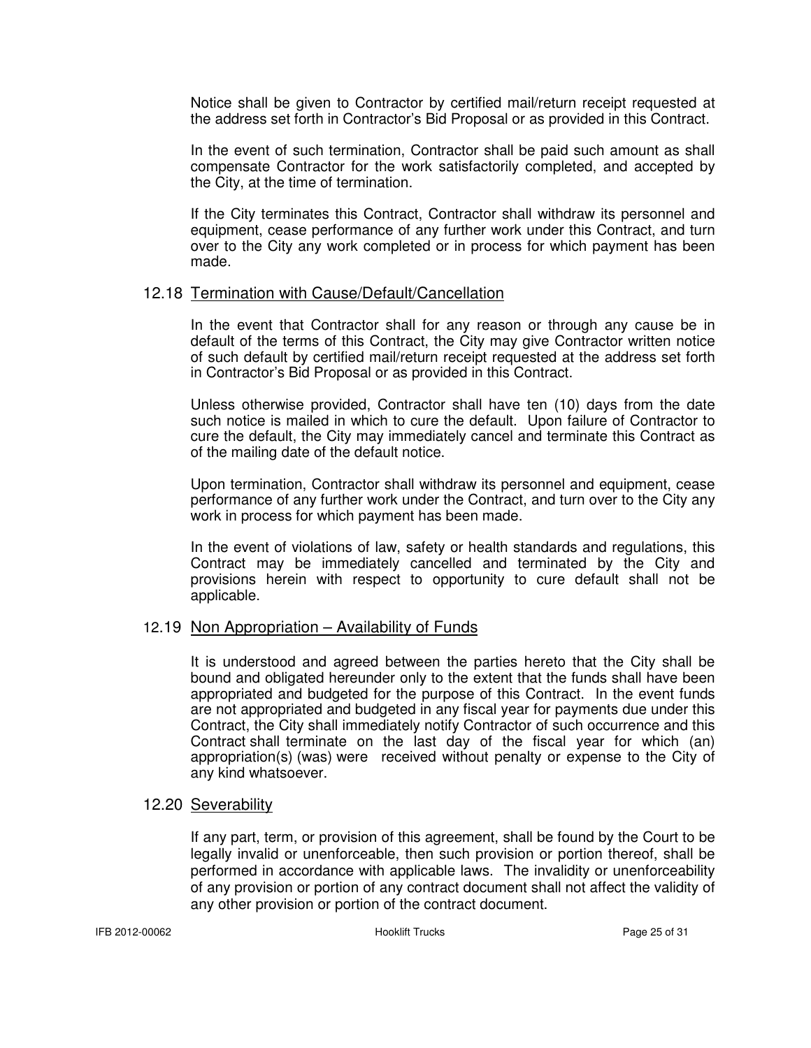Notice shall be given to Contractor by certified mail/return receipt requested at the address set forth in Contractor's Bid Proposal or as provided in this Contract.

In the event of such termination, Contractor shall be paid such amount as shall compensate Contractor for the work satisfactorily completed, and accepted by the City, at the time of termination.

If the City terminates this Contract, Contractor shall withdraw its personnel and equipment, cease performance of any further work under this Contract, and turn over to the City any work completed or in process for which payment has been made.

### 12.18 Termination with Cause/Default/Cancellation

In the event that Contractor shall for any reason or through any cause be in default of the terms of this Contract, the City may give Contractor written notice of such default by certified mail/return receipt requested at the address set forth in Contractor's Bid Proposal or as provided in this Contract.

Unless otherwise provided, Contractor shall have ten (10) days from the date such notice is mailed in which to cure the default. Upon failure of Contractor to cure the default, the City may immediately cancel and terminate this Contract as of the mailing date of the default notice.

Upon termination, Contractor shall withdraw its personnel and equipment, cease performance of any further work under the Contract, and turn over to the City any work in process for which payment has been made.

In the event of violations of law, safety or health standards and regulations, this Contract may be immediately cancelled and terminated by the City and provisions herein with respect to opportunity to cure default shall not be applicable.

### 12.19 Non Appropriation – Availability of Funds

It is understood and agreed between the parties hereto that the City shall be bound and obligated hereunder only to the extent that the funds shall have been appropriated and budgeted for the purpose of this Contract. In the event funds are not appropriated and budgeted in any fiscal year for payments due under this Contract, the City shall immediately notify Contractor of such occurrence and this Contract shall terminate on the last day of the fiscal year for which (an) appropriation(s) (was) were received without penalty or expense to the City of any kind whatsoever.

### 12.20 Severability

If any part, term, or provision of this agreement, shall be found by the Court to be legally invalid or unenforceable, then such provision or portion thereof, shall be performed in accordance with applicable laws. The invalidity or unenforceability of any provision or portion of any contract document shall not affect the validity of any other provision or portion of the contract document.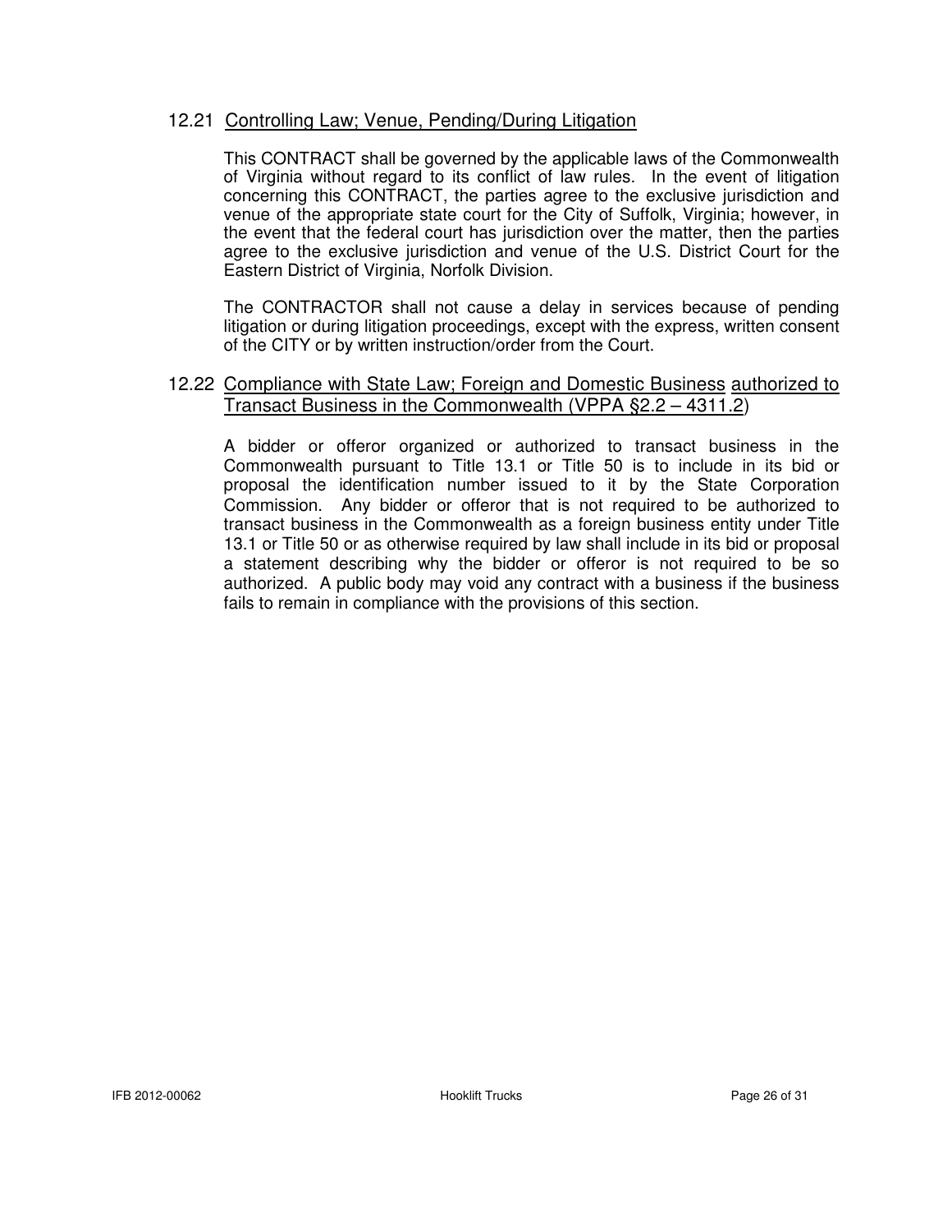### 12.21 Controlling Law; Venue, Pending/During Litigation

This CONTRACT shall be governed by the applicable laws of the Commonwealth of Virginia without regard to its conflict of law rules. In the event of litigation concerning this CONTRACT, the parties agree to the exclusive jurisdiction and venue of the appropriate state court for the City of Suffolk, Virginia; however, in the event that the federal court has jurisdiction over the matter, then the parties agree to the exclusive jurisdiction and venue of the U.S. District Court for the Eastern District of Virginia, Norfolk Division.

The CONTRACTOR shall not cause a delay in services because of pending litigation or during litigation proceedings, except with the express, written consent of the CITY or by written instruction/order from the Court.

### 12.22 Compliance with State Law; Foreign and Domestic Business authorized to Transact Business in the Commonwealth (VPPA §2.2 – 4311.2)

A bidder or offeror organized or authorized to transact business in the Commonwealth pursuant to Title 13.1 or Title 50 is to include in its bid or proposal the identification number issued to it by the State Corporation Commission. Any bidder or offeror that is not required to be authorized to transact business in the Commonwealth as a foreign business entity under Title 13.1 or Title 50 or as otherwise required by law shall include in its bid or proposal a statement describing why the bidder or offeror is not required to be so authorized. A public body may void any contract with a business if the business fails to remain in compliance with the provisions of this section.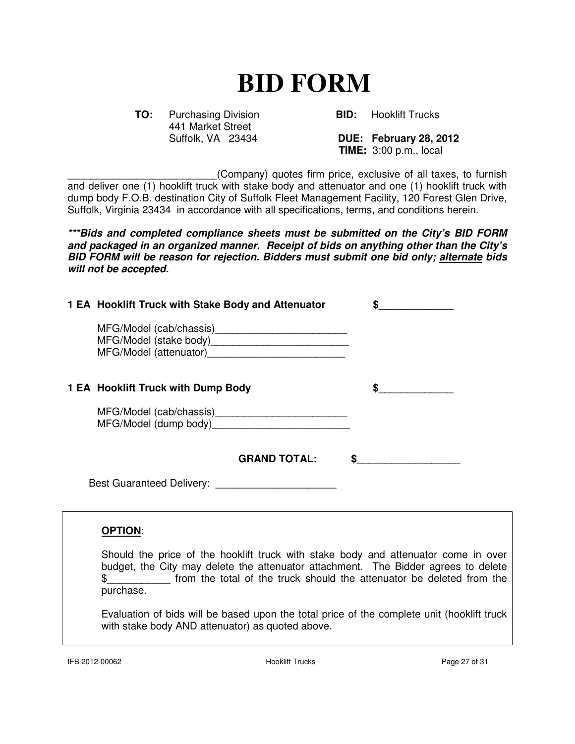# BID FORM

**TO:** Purchasing Division
441 Market Street
Suffolk, VA 23434

**BID:** Hooklift Trucks

**DUE: February 28, 2012**
**TIME:** 3:00 p.m., local

__________________________(Company) quotes firm price, exclusive of all taxes, to furnish and deliver one (1) hooklift truck with stake body and attenuator and one (1) hooklift truck with dump body F.O.B. destination City of Suffolk Fleet Management Facility, 120 Forest Glen Drive, Suffolk, Virginia 23434 in accordance with all specifications, terms, and conditions herein.

***\*\*\*Bids and completed compliance sheets must be submitted on the City's BID FORM and packaged in an organized manner. Receipt of bids on anything other than the City's BID FORM will be reason for rejection. Bidders must submit one bid only; <u>alternate</u> bids will not be accepted.***

**1 EA Hooklift Truck with Stake Body and Attenuator** $_____________

MFG/Model (cab/chassis)________________________
MFG/Model (stake body)_________________________
MFG/Model (attenuator)_________________________

**1 EA Hooklift Truck with Dump Body** $_____________

MFG/Model (cab/chassis)________________________
MFG/Model (dump body)_________________________

**GRAND TOTAL:** $__________________

Best Guaranteed Delivery: _____________________

**<u>OPTION</u>**:

Should the price of the hooklift truck with stake body and attenuator come in over budget, the City may delete the attenuator attachment. The Bidder agrees to delete $___________ from the total of the truck should the attenuator be deleted from the purchase.

Evaluation of bids will be based upon the total price of the complete unit (hooklift truck with stake body AND attenuator) as quoted above.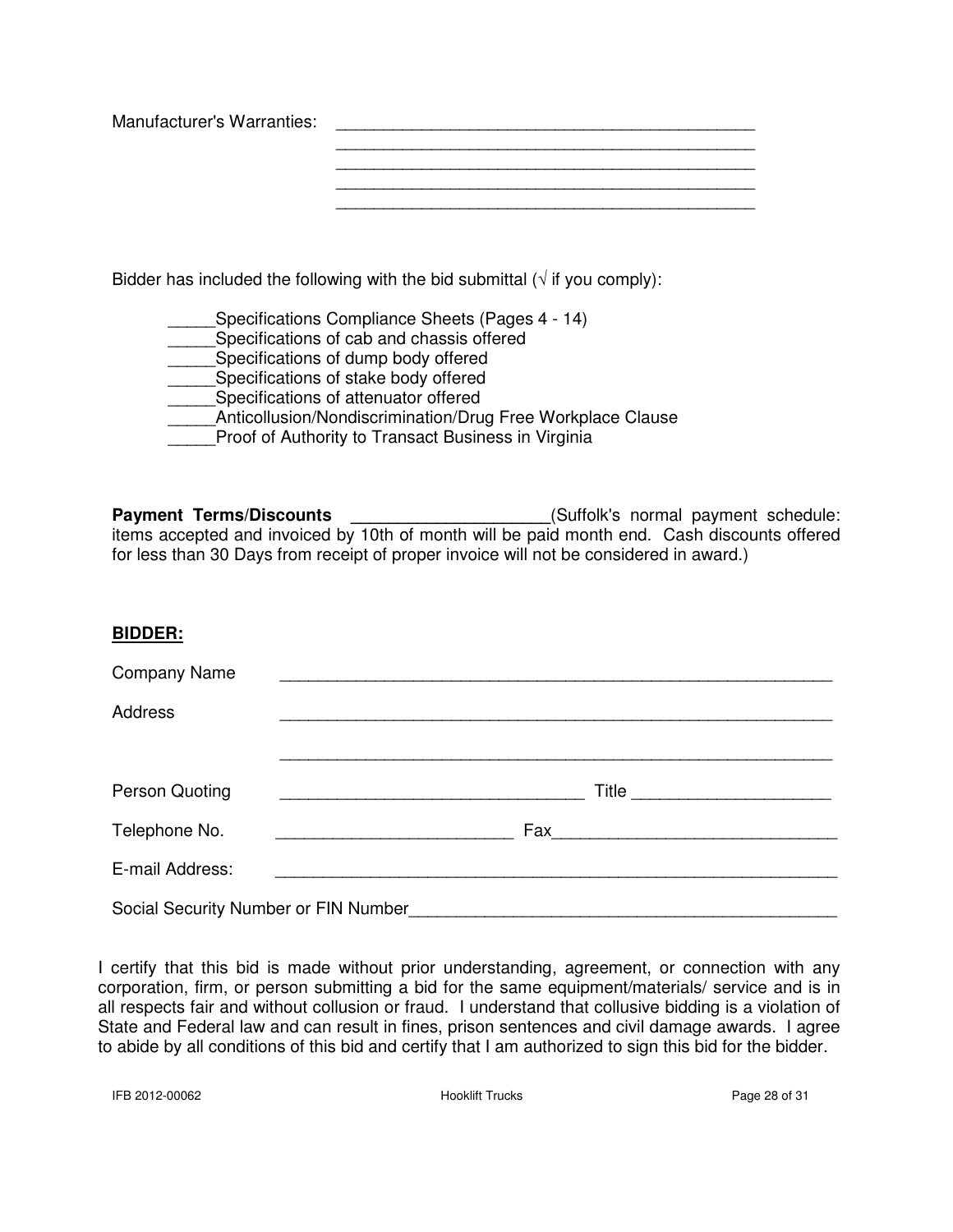Manufacturer's Warranties: ____________________________________________
____________________________________________
____________________________________________
____________________________________________
____________________________________________

Bidder has included the following with the bid submittal (√ if you comply):

_____Specifications Compliance Sheets (Pages 4 - 14)
_____Specifications of cab and chassis offered
_____Specifications of dump body offered
_____Specifications of stake body offered
_____Specifications of attenuator offered
_____Anticollusion/Nondiscrimination/Drug Free Workplace Clause
_____Proof of Authority to Transact Business in Virginia

**Payment Terms/Discounts ____________________**(Suffolk's normal payment schedule: items accepted and invoiced by 10th of month will be paid month end. Cash discounts offered for less than 30 Days from receipt of proper invoice will not be considered in award.)

**BIDDER:**

Company Name ____________________________________________________________

Address ____________________________________________________________

____________________________________________________________

Person Quoting ________________________________ Title _____________________

Telephone No. _________________________ Fax______________________________

E-mail Address: ____________________________________________________________

Social Security Number or FIN Number______________________________________________

I certify that this bid is made without prior understanding, agreement, or connection with any corporation, firm, or person submitting a bid for the same equipment/materials/ service and is in all respects fair and without collusion or fraud. I understand that collusive bidding is a violation of State and Federal law and can result in fines, prison sentences and civil damage awards. I agree to abide by all conditions of this bid and certify that I am authorized to sign this bid for the bidder.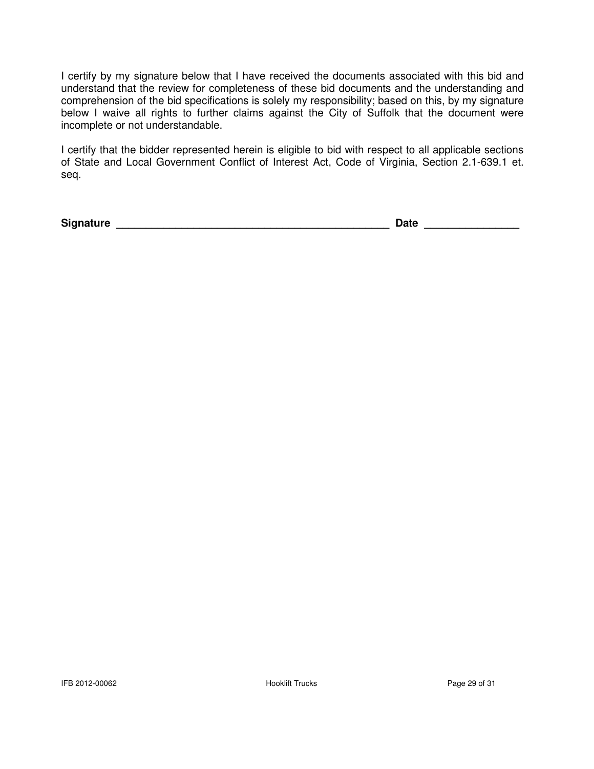I certify by my signature below that I have received the documents associated with this bid and understand that the review for completeness of these bid documents and the understanding and comprehension of the bid specifications is solely my responsibility; based on this, by my signature below I waive all rights to further claims against the City of Suffolk that the document were incomplete or not understandable.

I certify that the bidder represented herein is eligible to bid with respect to all applicable sections of State and Local Government Conflict of Interest Act, Code of Virginia, Section 2.1-639.1 et. seq.

**Signature** _______________________________________________ **Date** _______________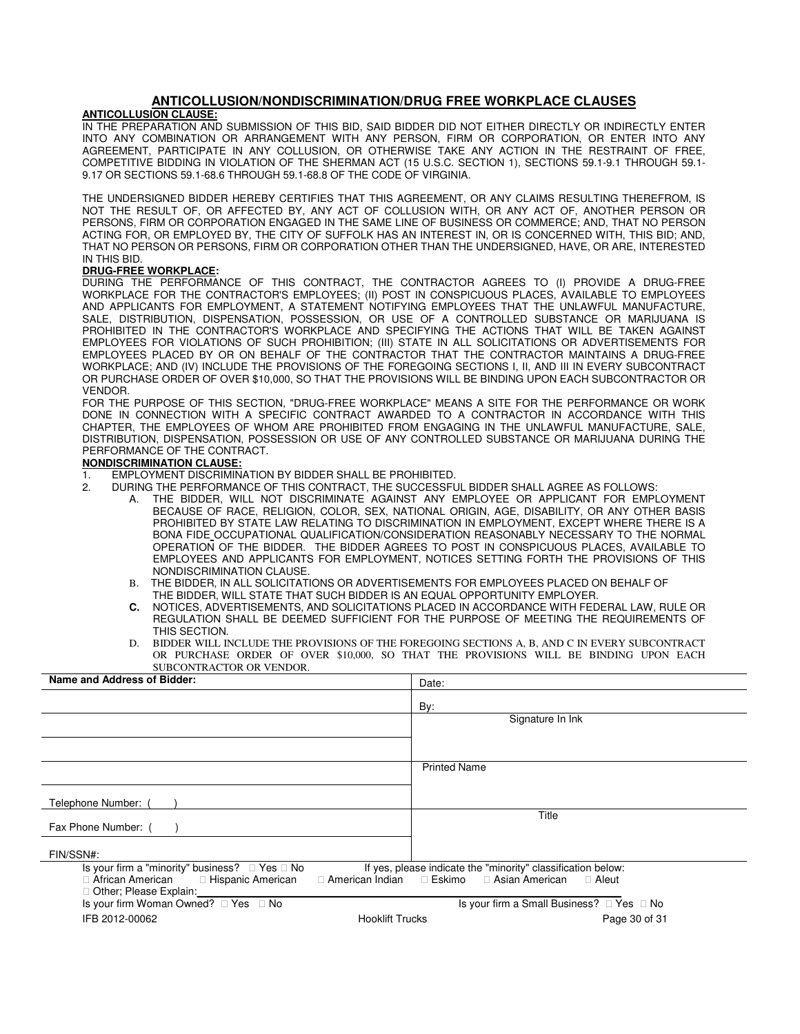## ANTICOLLUSION/NONDISCRIMINATION/DRUG FREE WORKPLACE CLAUSES

**ANTICOLLUSION CLAUSE:**

IN THE PREPARATION AND SUBMISSION OF THIS BID, SAID BIDDER DID NOT EITHER DIRECTLY OR INDIRECTLY ENTER INTO ANY COMBINATION OR ARRANGEMENT WITH ANY PERSON, FIRM OR CORPORATION, OR ENTER INTO ANY AGREEMENT, PARTICIPATE IN ANY COLLUSION, OR OTHERWISE TAKE ANY ACTION IN THE RESTRAINT OF FREE, COMPETITIVE BIDDING IN VIOLATION OF THE SHERMAN ACT (15 U.S.C. SECTION 1), SECTIONS 59.1-9.1 THROUGH 59.1-9.17 OR SECTIONS 59.1-68.6 THROUGH 59.1-68.8 OF THE CODE OF VIRGINIA.

THE UNDERSIGNED BIDDER HEREBY CERTIFIES THAT THIS AGREEMENT, OR ANY CLAIMS RESULTING THEREFROM, IS NOT THE RESULT OF, OR AFFECTED BY, ANY ACT OF COLLUSION WITH, OR ANY ACT OF, ANOTHER PERSON OR PERSONS, FIRM OR CORPORATION ENGAGED IN THE SAME LINE OF BUSINESS OR COMMERCE; AND, THAT NO PERSON ACTING FOR, OR EMPLOYED BY, THE CITY OF SUFFOLK HAS AN INTEREST IN, OR IS CONCERNED WITH, THIS BID; AND, THAT NO PERSON OR PERSONS, FIRM OR CORPORATION OTHER THAN THE UNDERSIGNED, HAVE, OR ARE, INTERESTED IN THIS BID.

**DRUG-FREE WORKPLACE:**

DURING THE PERFORMANCE OF THIS CONTRACT, THE CONTRACTOR AGREES TO (I) PROVIDE A DRUG-FREE WORKPLACE FOR THE CONTRACTOR'S EMPLOYEES; (II) POST IN CONSPICUOUS PLACES, AVAILABLE TO EMPLOYEES AND APPLICANTS FOR EMPLOYMENT, A STATEMENT NOTIFYING EMPLOYEES THAT THE UNLAWFUL MANUFACTURE, SALE, DISTRIBUTION, DISPENSATION, POSSESSION, OR USE OF A CONTROLLED SUBSTANCE OR MARIJUANA IS PROHIBITED IN THE CONTRACTOR'S WORKPLACE AND SPECIFYING THE ACTIONS THAT WILL BE TAKEN AGAINST EMPLOYEES FOR VIOLATIONS OF SUCH PROHIBITION; (III) STATE IN ALL SOLICITATIONS OR ADVERTISEMENTS FOR EMPLOYEES PLACED BY OR ON BEHALF OF THE CONTRACTOR THAT THE CONTRACTOR MAINTAINS A DRUG-FREE WORKPLACE; AND (IV) INCLUDE THE PROVISIONS OF THE FOREGOING SECTIONS I, II, AND III IN EVERY SUBCONTRACT OR PURCHASE ORDER OF OVER $10,000, SO THAT THE PROVISIONS WILL BE BINDING UPON EACH SUBCONTRACTOR OR VENDOR.

FOR THE PURPOSE OF THIS SECTION, "DRUG-FREE WORKPLACE" MEANS A SITE FOR THE PERFORMANCE OR WORK DONE IN CONNECTION WITH A SPECIFIC CONTRACT AWARDED TO A CONTRACTOR IN ACCORDANCE WITH THIS CHAPTER, THE EMPLOYEES OF WHOM ARE PROHIBITED FROM ENGAGING IN THE UNLAWFUL MANUFACTURE, SALE, DISTRIBUTION, DISPENSATION, POSSESSION OR USE OF ANY CONTROLLED SUBSTANCE OR MARIJUANA DURING THE PERFORMANCE OF THE CONTRACT.

**NONDISCRIMINATION CLAUSE:**

1. EMPLOYMENT DISCRIMINATION BY BIDDER SHALL BE PROHIBITED.
2. DURING THE PERFORMANCE OF THIS CONTRACT, THE SUCCESSFUL BIDDER SHALL AGREE AS FOLLOWS:
   A. THE BIDDER, WILL NOT DISCRIMINATE AGAINST ANY EMPLOYEE OR APPLICANT FOR EMPLOYMENT BECAUSE OF RACE, RELIGION, COLOR, SEX, NATIONAL ORIGIN, AGE, DISABILITY, OR ANY OTHER BASIS PROHIBITED BY STATE LAW RELATING TO DISCRIMINATION IN EMPLOYMENT, EXCEPT WHERE THERE IS A BONA FIDE OCCUPATIONAL QUALIFICATION/CONSIDERATION REASONABLY NECESSARY TO THE NORMAL OPERATION OF THE BIDDER. THE BIDDER AGREES TO POST IN CONSPICUOUS PLACES, AVAILABLE TO EMPLOYEES AND APPLICANTS FOR EMPLOYMENT, NOTICES SETTING FORTH THE PROVISIONS OF THIS NONDISCRIMINATION CLAUSE.

   B. THE BIDDER, IN ALL SOLICITATIONS OR ADVERTISEMENTS FOR EMPLOYEES PLACED ON BEHALF OF THE BIDDER, WILL STATE THAT SUCH BIDDER IS AN EQUAL OPPORTUNITY EMPLOYER.

   **C.** NOTICES, ADVERTISEMENTS, AND SOLICITATIONS PLACED IN ACCORDANCE WITH FEDERAL LAW, RULE OR REGULATION SHALL BE DEEMED SUFFICIENT FOR THE PURPOSE OF MEETING THE REQUIREMENTS OF THIS SECTION.

   D. BIDDER WILL INCLUDE THE PROVISIONS OF THE FOREGOING SECTIONS A, B, AND C IN EVERY SUBCONTRACT OR PURCHASE ORDER OF OVER $10,000, SO THAT THE PROVISIONS WILL BE BINDING UPON EACH SUBCONTRACTOR OR VENDOR.

| **Name and Address of Bidder:** | Date: |
|---|---|
| | By: |
| | Signature In Ink |
| | |
| | Printed Name |
| Telephone Number: ( ) | |
| Fax Phone Number: ( ) | Title |
| FIN/SSN#: | |

Is your firm a "minority" business? ☐ Yes ☐ No If yes, please indicate the "minority" classification below:

☐ African American ☐ Hispanic American ☐ American Indian ☐ Eskimo ☐ Asian American ☐ Aleut

☐ Other; Please Explain: ______________________________

Is your firm Woman Owned? ☐ Yes ☐ No Is your firm a Small Business? ☐ Yes ☐ No

IFB 2012-00062 Hooklift Trucks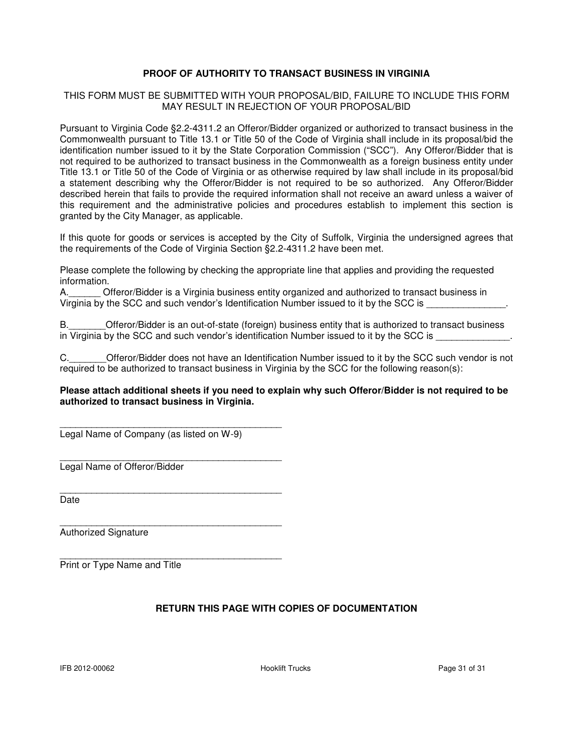## PROOF OF AUTHORITY TO TRANSACT BUSINESS IN VIRGINIA

THIS FORM MUST BE SUBMITTED WITH YOUR PROPOSAL/BID, FAILURE TO INCLUDE THIS FORM MAY RESULT IN REJECTION OF YOUR PROPOSAL/BID

Pursuant to Virginia Code §2.2-4311.2 an Offeror/Bidder organized or authorized to transact business in the Commonwealth pursuant to Title 13.1 or Title 50 of the Code of Virginia shall include in its proposal/bid the identification number issued to it by the State Corporation Commission ("SCC"). Any Offeror/Bidder that is not required to be authorized to transact business in the Commonwealth as a foreign business entity under Title 13.1 or Title 50 of the Code of Virginia or as otherwise required by law shall include in its proposal/bid a statement describing why the Offeror/Bidder is not required to be so authorized. Any Offeror/Bidder described herein that fails to provide the required information shall not receive an award unless a waiver of this requirement and the administrative policies and procedures establish to implement this section is granted by the City Manager, as applicable.

If this quote for goods or services is accepted by the City of Suffolk, Virginia the undersigned agrees that the requirements of the Code of Virginia Section §2.2-4311.2 have been met.

Please complete the following by checking the appropriate line that applies and providing the requested information.

A.______ Offeror/Bidder is a Virginia business entity organized and authorized to transact business in Virginia by the SCC and such vendor's Identification Number issued to it by the SCC is _______________.

B._______Offeror/Bidder is an out-of-state (foreign) business entity that is authorized to transact business in Virginia by the SCC and such vendor's identification Number issued to it by the SCC is ______________.

C._______Offeror/Bidder does not have an Identification Number issued to it by the SCC such vendor is not required to be authorized to transact business in Virginia by the SCC for the following reason(s):

**Please attach additional sheets if you need to explain why such Offeror/Bidder is not required to be authorized to transact business in Virginia.**

___________________________________________
Legal Name of Company (as listed on W-9)

___________________________________________
Legal Name of Offeror/Bidder

___________________________________________
Date

___________________________________________
Authorized Signature

___________________________________________
Print or Type Name and Title

**RETURN THIS PAGE WITH COPIES OF DOCUMENTATION**